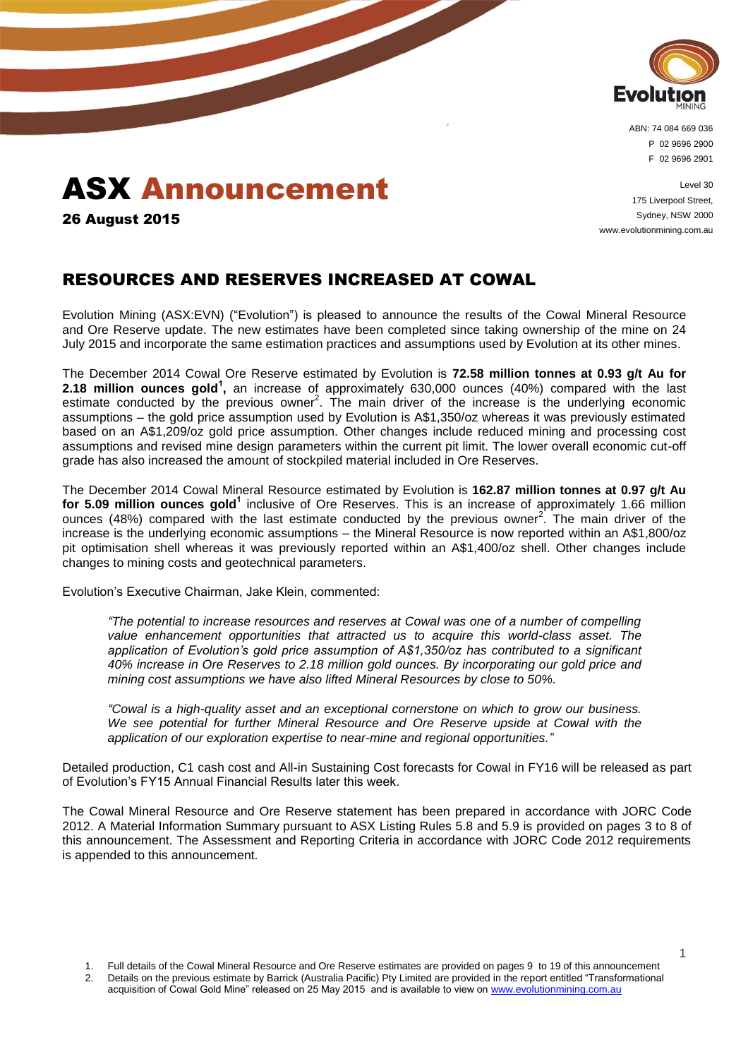Evolution MINING

ABN: 74 084 669 036
P 02 9696 2900
F 02 9696 2901

Level 30
175 Liverpool Street,
Sydney, NSW 2000
www.evolutionmining.com.au

# ASX Announcement

**26 August 2015**

## RESOURCES AND RESERVES INCREASED AT COWAL

Evolution Mining (ASX:EVN) ("Evolution") is pleased to announce the results of the Cowal Mineral Resource and Ore Reserve update. The new estimates have been completed since taking ownership of the mine on 24 July 2015 and incorporate the same estimation practices and assumptions used by Evolution at its other mines.

The December 2014 Cowal Ore Reserve estimated by Evolution is **72.58 million tonnes at 0.93 g/t Au for 2.18 million ounces gold[1],** an increase of approximately 630,000 ounces (40%) compared with the last estimate conducted by the previous owner[2]. The main driver of the increase is the underlying economic assumptions – the gold price assumption used by Evolution is A$1,350/oz whereas it was previously estimated based on an A$1,209/oz gold price assumption. Other changes include reduced mining and processing cost assumptions and revised mine design parameters within the current pit limit. The lower overall economic cut-off grade has also increased the amount of stockpiled material included in Ore Reserves.

The December 2014 Cowal Mineral Resource estimated by Evolution is **162.87 million tonnes at 0.97 g/t Au for 5.09 million ounces gold[1]** inclusive of Ore Reserves. This is an increase of approximately 1.66 million ounces (48%) compared with the last estimate conducted by the previous owner[2]. The main driver of the increase is the underlying economic assumptions – the Mineral Resource is now reported within an A$1,800/oz pit optimisation shell whereas it was previously reported within an A$1,400/oz shell. Other changes include changes to mining costs and geotechnical parameters.

Evolution's Executive Chairman, Jake Klein, commented:

> *"The potential to increase resources and reserves at Cowal was one of a number of compelling value enhancement opportunities that attracted us to acquire this world-class asset. The application of Evolution's gold price assumption of A$1,350/oz has contributed to a significant 40% increase in Ore Reserves to 2.18 million gold ounces. By incorporating our gold price and mining cost assumptions we have also lifted Mineral Resources by close to 50%.*
>
> *"Cowal is a high-quality asset and an exceptional cornerstone on which to grow our business. We see potential for further Mineral Resource and Ore Reserve upside at Cowal with the application of our exploration expertise to near-mine and regional opportunities."*

Detailed production, C1 cash cost and All-in Sustaining Cost forecasts for Cowal in FY16 will be released as part of Evolution's FY15 Annual Financial Results later this week.

The Cowal Mineral Resource and Ore Reserve statement has been prepared in accordance with JORC Code 2012. A Material Information Summary pursuant to ASX Listing Rules 5.8 and 5.9 is provided on pages 3 to 8 of this announcement. The Assessment and Reporting Criteria in accordance with JORC Code 2012 requirements is appended to this announcement.

1. Full details of the Cowal Mineral Resource and Ore Reserve estimates are provided on pages 9 to 19 of this announcement
2. Details on the previous estimate by Barrick (Australia Pacific) Pty Limited are provided in the report entitled "Transformational acquisition of Cowal Gold Mine" released on 25 May 2015 and is available to view on www.evolutionmining.com.au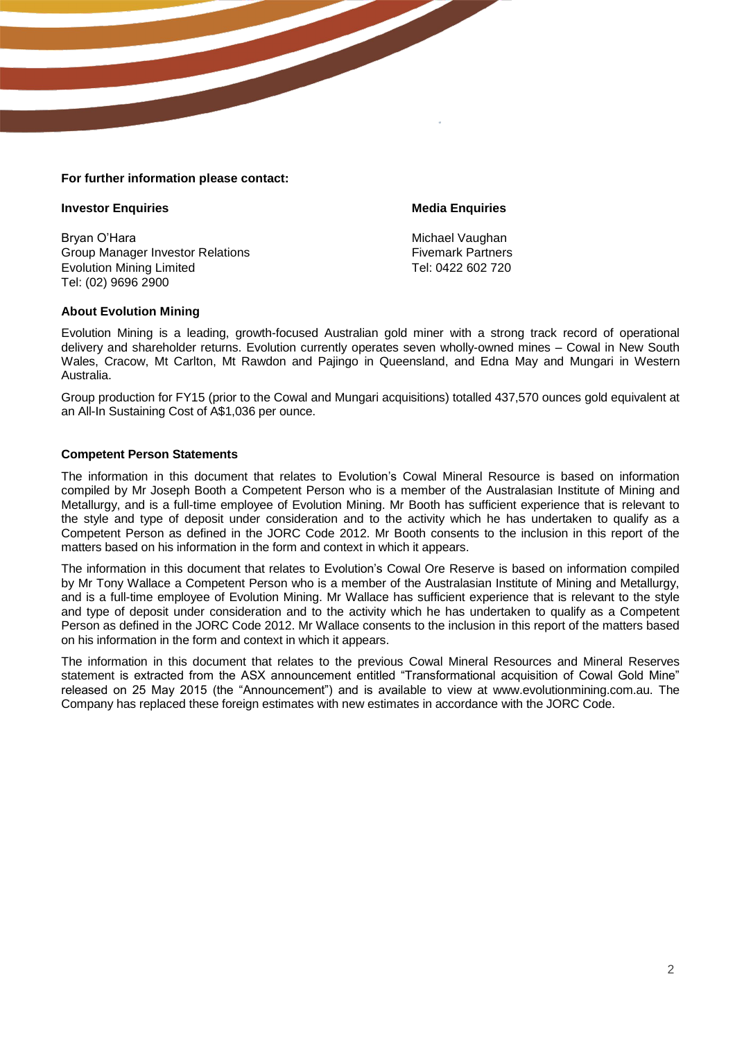**For further information please contact:**

**Investor Enquiries**

Bryan O'Hara
Group Manager Investor Relations
Evolution Mining Limited
Tel: (02) 9696 2900

**Media Enquiries**

Michael Vaughan
Fivemark Partners
Tel: 0422 602 720

**About Evolution Mining**

Evolution Mining is a leading, growth-focused Australian gold miner with a strong track record of operational delivery and shareholder returns. Evolution currently operates seven wholly-owned mines – Cowal in New South Wales, Cracow, Mt Carlton, Mt Rawdon and Pajingo in Queensland, and Edna May and Mungari in Western Australia.

Group production for FY15 (prior to the Cowal and Mungari acquisitions) totalled 437,570 ounces gold equivalent at an All-In Sustaining Cost of A$1,036 per ounce.

**Competent Person Statements**

The information in this document that relates to Evolution's Cowal Mineral Resource is based on information compiled by Mr Joseph Booth a Competent Person who is a member of the Australasian Institute of Mining and Metallurgy, and is a full-time employee of Evolution Mining. Mr Booth has sufficient experience that is relevant to the style and type of deposit under consideration and to the activity which he has undertaken to qualify as a Competent Person as defined in the JORC Code 2012. Mr Booth consents to the inclusion in this report of the matters based on his information in the form and context in which it appears.

The information in this document that relates to Evolution's Cowal Ore Reserve is based on information compiled by Mr Tony Wallace a Competent Person who is a member of the Australasian Institute of Mining and Metallurgy, and is a full-time employee of Evolution Mining. Mr Wallace has sufficient experience that is relevant to the style and type of deposit under consideration and to the activity which he has undertaken to qualify as a Competent Person as defined in the JORC Code 2012. Mr Wallace consents to the inclusion in this report of the matters based on his information in the form and context in which it appears.

The information in this document that relates to the previous Cowal Mineral Resources and Mineral Reserves statement is extracted from the ASX announcement entitled "Transformational acquisition of Cowal Gold Mine" released on 25 May 2015 (the "Announcement") and is available to view at www.evolutionmining.com.au. The Company has replaced these foreign estimates with new estimates in accordance with the JORC Code.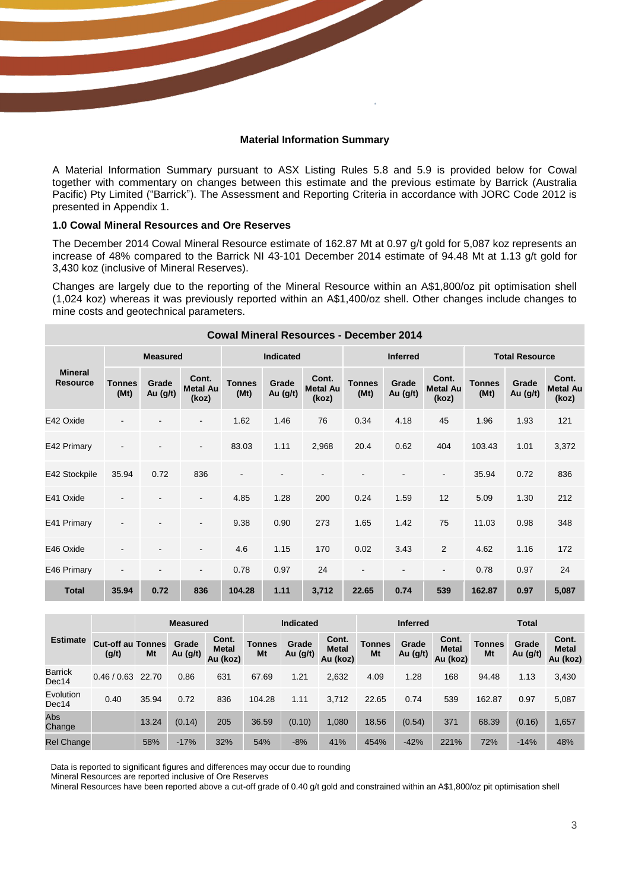## Material Information Summary

A Material Information Summary pursuant to ASX Listing Rules 5.8 and 5.9 is provided below for Cowal together with commentary on changes between this estimate and the previous estimate by Barrick (Australia Pacific) Pty Limited ("Barrick"). The Assessment and Reporting Criteria in accordance with JORC Code 2012 is presented in Appendix 1.

### 1.0 Cowal Mineral Resources and Ore Reserves

The December 2014 Cowal Mineral Resource estimate of 162.87 Mt at 0.97 g/t gold for 5,087 koz represents an increase of 48% compared to the Barrick NI 43-101 December 2014 estimate of 94.48 Mt at 1.13 g/t gold for 3,430 koz (inclusive of Mineral Reserves).

Changes are largely due to the reporting of the Mineral Resource within an A$1,800/oz pit optimisation shell (1,024 koz) whereas it was previously reported within an A$1,400/oz shell. Other changes include changes to mine costs and geotechnical parameters.

**Cowal Mineral Resources - December 2014**

| Mineral Resource | Measured | | | Indicated | | | Inferred | | | Total Resource | | |
|---|---|---|---|---|---|---|---|---|---|---|---|---|
| | Tonnes (Mt) | Grade Au (g/t) | Cont. Metal Au (koz) | Tonnes (Mt) | Grade Au (g/t) | Cont. Metal Au (koz) | Tonnes (Mt) | Grade Au (g/t) | Cont. Metal Au (koz) | Tonnes (Mt) | Grade Au (g/t) | Cont. Metal Au (koz) |
| E42 Oxide | - | - | - | 1.62 | 1.46 | 76 | 0.34 | 4.18 | 45 | 1.96 | 1.93 | 121 |
| E42 Primary | - | - | - | 83.03 | 1.11 | 2,968 | 20.4 | 0.62 | 404 | 103.43 | 1.01 | 3,372 |
| E42 Stockpile | 35.94 | 0.72 | 836 | - | - | - | - | - | - | 35.94 | 0.72 | 836 |
| E41 Oxide | - | - | - | 4.85 | 1.28 | 200 | 0.24 | 1.59 | 12 | 5.09 | 1.30 | 212 |
| E41 Primary | - | - | - | 9.38 | 0.90 | 273 | 1.65 | 1.42 | 75 | 11.03 | 0.98 | 348 |
| E46 Oxide | - | - | - | 4.6 | 1.15 | 170 | 0.02 | 3.43 | 2 | 4.62 | 1.16 | 172 |
| E46 Primary | - | - | - | 0.78 | 0.97 | 24 | - | - | - | 0.78 | 0.97 | 24 |
| **Total** | **35.94** | **0.72** | **836** | **104.28** | **1.11** | **3,712** | **22.65** | **0.74** | **539** | **162.87** | **0.97** | **5,087** |

| Estimate | | Measured | | | Indicated | | | Inferred | | | Total | | |
|---|---|---|---|---|---|---|---|---|---|---|---|---|---|
| | Cut-off au (g/t) | Tonnes Mt | Grade Au (g/t) | Cont. Metal Au (koz) | Tonnes Mt | Grade Au (g/t) | Cont. Metal Au (koz) | Tonnes Mt | Grade Au (g/t) | Cont. Metal Au (koz) | Tonnes Mt | Grade Au (g/t) | Cont. Metal Au (koz) |
| Barrick Dec14 | 0.46 / 0.63 | 22.70 | 0.86 | 631 | 67.69 | 1.21 | 2,632 | 4.09 | 1.28 | 168 | 94.48 | 1.13 | 3,430 |
| Evolution Dec14 | 0.40 | 35.94 | 0.72 | 836 | 104.28 | 1.11 | 3,712 | 22.65 | 0.74 | 539 | 162.87 | 0.97 | 5,087 |
| Abs Change | | 13.24 | (0.14) | 205 | 36.59 | (0.10) | 1,080 | 18.56 | (0.54) | 371 | 68.39 | (0.16) | 1,657 |
| Rel Change | | 58% | -17% | 32% | 54% | -8% | 41% | 454% | -42% | 221% | 72% | -14% | 48% |

Data is reported to significant figures and differences may occur due to rounding
Mineral Resources are reported inclusive of Ore Reserves
Mineral Resources have been reported above a cut-off grade of 0.40 g/t gold and constrained within an A$1,800/oz pit optimisation shell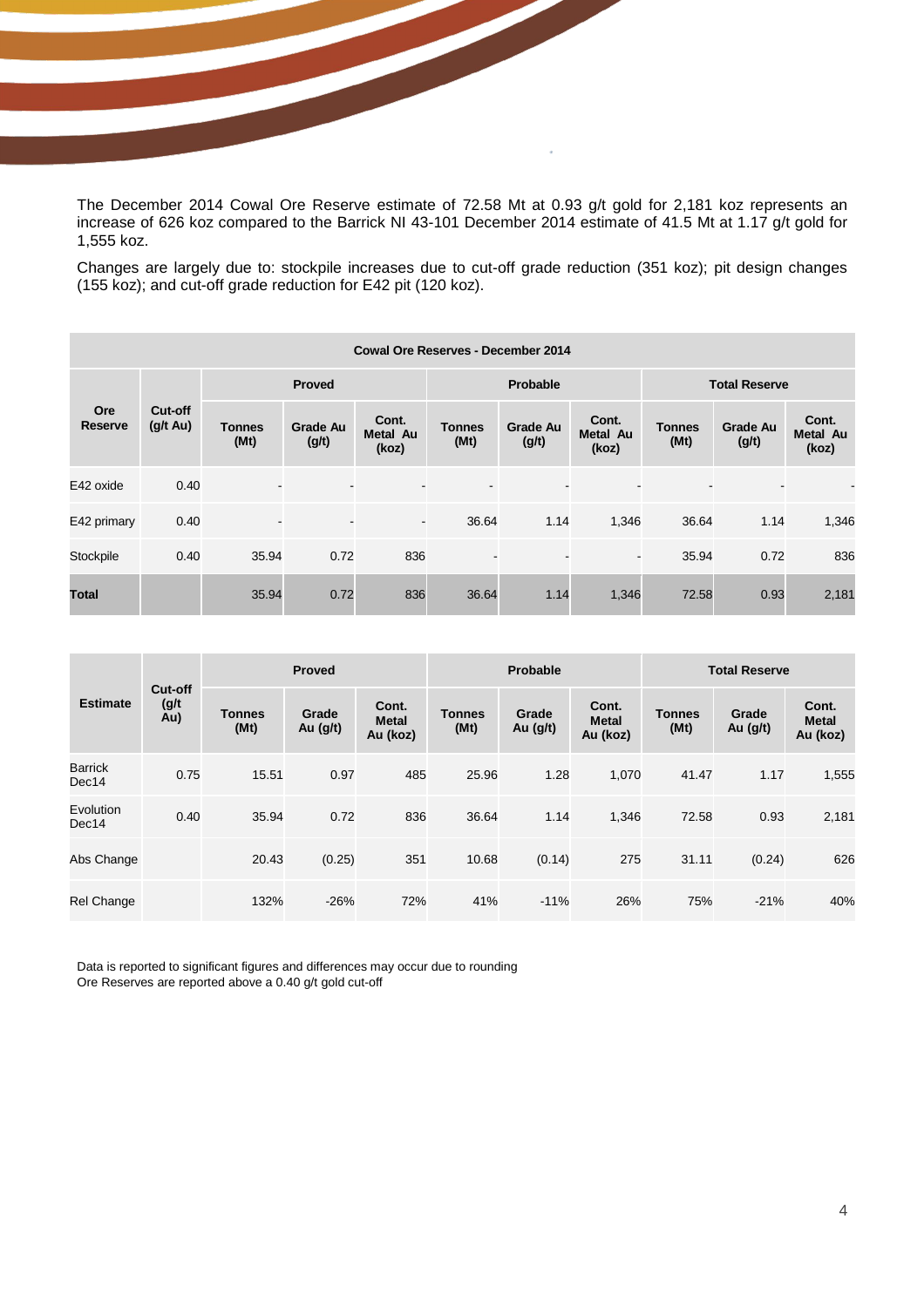The December 2014 Cowal Ore Reserve estimate of 72.58 Mt at 0.93 g/t gold for 2,181 koz represents an increase of 626 koz compared to the Barrick NI 43-101 December 2014 estimate of 41.5 Mt at 1.17 g/t gold for 1,555 koz.

Changes are largely due to: stockpile increases due to cut-off grade reduction (351 koz); pit design changes (155 koz); and cut-off grade reduction for E42 pit (120 koz).

**Cowal Ore Reserves - December 2014**

| Ore Reserve | Cut-off (g/t Au) | Proved | | | Probable | | | Total Reserve | | |
|---|---|---|---|---|---|---|---|---|---|---|
| | | Tonnes (Mt) | Grade Au (g/t) | Cont. Metal Au (koz) | Tonnes (Mt) | Grade Au (g/t) | Cont. Metal Au (koz) | Tonnes (Mt) | Grade Au (g/t) | Cont. Metal Au (koz) |
| E42 oxide | 0.40 | - | - | - | - | - | - | - | - | - |
| E42 primary | 0.40 | - | - | - | 36.64 | 1.14 | 1,346 | 36.64 | 1.14 | 1,346 |
| Stockpile | 0.40 | 35.94 | 0.72 | 836 | - | - | - | 35.94 | 0.72 | 836 |
| **Total** | | 35.94 | 0.72 | 836 | 36.64 | 1.14 | 1,346 | 72.58 | 0.93 | 2,181 |

| Estimate | Cut-off (g/t Au) | Proved | | | Probable | | | Total Reserve | | |
|---|---|---|---|---|---|---|---|---|---|---|
| | | Tonnes (Mt) | Grade Au (g/t) | Cont. Metal Au (koz) | Tonnes (Mt) | Grade Au (g/t) | Cont. Metal Au (koz) | Tonnes (Mt) | Grade Au (g/t) | Cont. Metal Au (koz) |
| Barrick Dec14 | 0.75 | 15.51 | 0.97 | 485 | 25.96 | 1.28 | 1,070 | 41.47 | 1.17 | 1,555 |
| Evolution Dec14 | 0.40 | 35.94 | 0.72 | 836 | 36.64 | 1.14 | 1,346 | 72.58 | 0.93 | 2,181 |
| Abs Change | | 20.43 | (0.25) | 351 | 10.68 | (0.14) | 275 | 31.11 | (0.24) | 626 |
| Rel Change | | 132% | -26% | 72% | 41% | -11% | 26% | 75% | -21% | 40% |

Data is reported to significant figures and differences may occur due to rounding
Ore Reserves are reported above a 0.40 g/t gold cut-off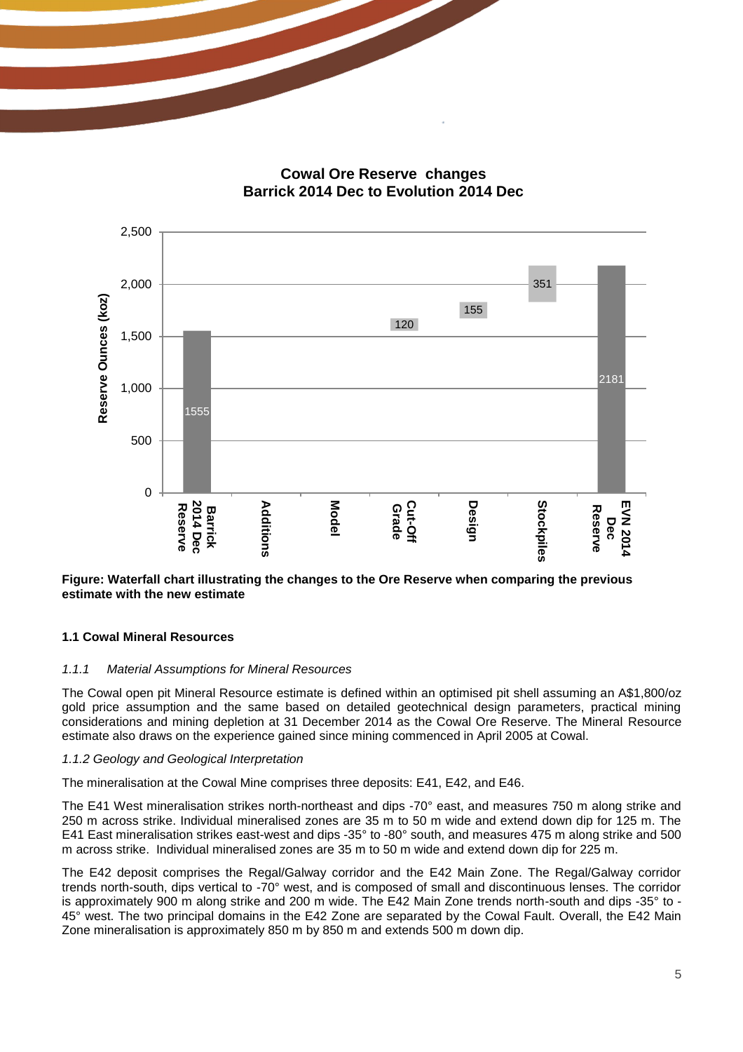**Cowal Ore Reserve changes**
**Barrick 2014 Dec to Evolution 2014 Dec**

| Category | Reserve Ounces (koz) |
| --- | --- |
| Barrick 2014 Dec Reserve | 1555 |
| Additions | |
| Model | |
| Cut-Off Grade | 120 |
| Design | 155 |
| Stockpiles | 351 |
| EVN 2014 Dec Reserve | 2181 |

**Figure: Waterfall chart illustrating the changes to the Ore Reserve when comparing the previous estimate with the new estimate**

### 1.1 Cowal Mineral Resources

*1.1.1 Material Assumptions for Mineral Resources*

The Cowal open pit Mineral Resource estimate is defined within an optimised pit shell assuming an A$1,800/oz gold price assumption and the same based on detailed geotechnical design parameters, practical mining considerations and mining depletion at 31 December 2014 as the Cowal Ore Reserve. The Mineral Resource estimate also draws on the experience gained since mining commenced in April 2005 at Cowal.

*1.1.2 Geology and Geological Interpretation*

The mineralisation at the Cowal Mine comprises three deposits: E41, E42, and E46.

The E41 West mineralisation strikes north-northeast and dips -70° east, and measures 750 m along strike and 250 m across strike. Individual mineralised zones are 35 m to 50 m wide and extend down dip for 125 m. The E41 East mineralisation strikes east-west and dips -35° to -80° south, and measures 475 m along strike and 500 m across strike. Individual mineralised zones are 35 m to 50 m wide and extend down dip for 225 m.

The E42 deposit comprises the Regal/Galway corridor and the E42 Main Zone. The Regal/Galway corridor trends north-south, dips vertical to -70° west, and is composed of small and discontinuous lenses. The corridor is approximately 900 m along strike and 200 m wide. The E42 Main Zone trends north-south and dips -35° to -45° west. The two principal domains in the E42 Zone are separated by the Cowal Fault. Overall, the E42 Main Zone mineralisation is approximately 850 m by 850 m and extends 500 m down dip.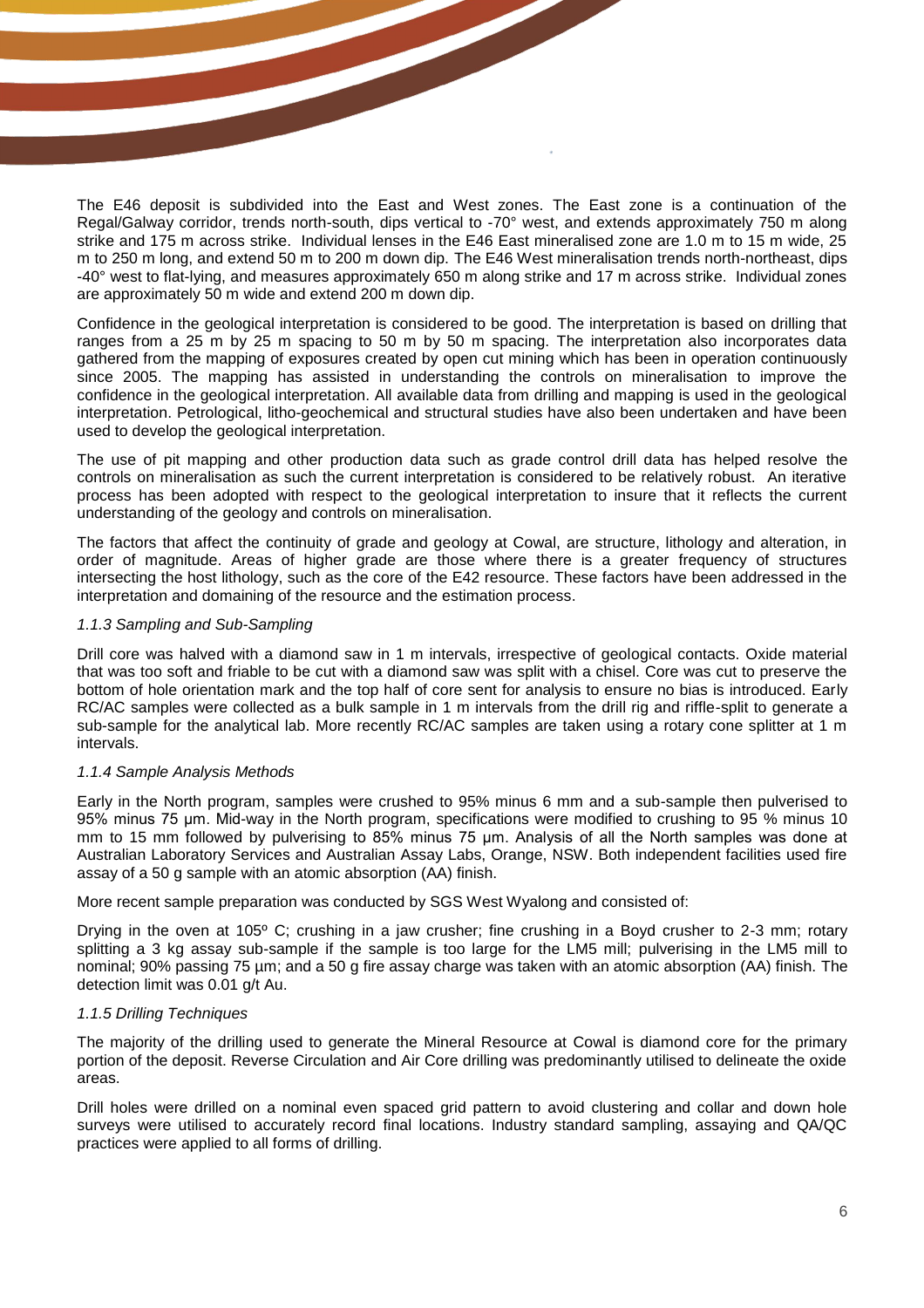The E46 deposit is subdivided into the East and West zones. The East zone is a continuation of the Regal/Galway corridor, trends north-south, dips vertical to -70° west, and extends approximately 750 m along strike and 175 m across strike. Individual lenses in the E46 East mineralised zone are 1.0 m to 15 m wide, 25 m to 250 m long, and extend 50 m to 200 m down dip. The E46 West mineralisation trends north-northeast, dips -40° west to flat-lying, and measures approximately 650 m along strike and 17 m across strike. Individual zones are approximately 50 m wide and extend 200 m down dip.

Confidence in the geological interpretation is considered to be good. The interpretation is based on drilling that ranges from a 25 m by 25 m spacing to 50 m by 50 m spacing. The interpretation also incorporates data gathered from the mapping of exposures created by open cut mining which has been in operation continuously since 2005. The mapping has assisted in understanding the controls on mineralisation to improve the confidence in the geological interpretation. All available data from drilling and mapping is used in the geological interpretation. Petrological, litho-geochemical and structural studies have also been undertaken and have been used to develop the geological interpretation.

The use of pit mapping and other production data such as grade control drill data has helped resolve the controls on mineralisation as such the current interpretation is considered to be relatively robust. An iterative process has been adopted with respect to the geological interpretation to insure that it reflects the current understanding of the geology and controls on mineralisation.

The factors that affect the continuity of grade and geology at Cowal, are structure, lithology and alteration, in order of magnitude. Areas of higher grade are those where there is a greater frequency of structures intersecting the host lithology, such as the core of the E42 resource. These factors have been addressed in the interpretation and domaining of the resource and the estimation process.

### *1.1.3 Sampling and Sub-Sampling*

Drill core was halved with a diamond saw in 1 m intervals, irrespective of geological contacts. Oxide material that was too soft and friable to be cut with a diamond saw was split with a chisel. Core was cut to preserve the bottom of hole orientation mark and the top half of core sent for analysis to ensure no bias is introduced. Early RC/AC samples were collected as a bulk sample in 1 m intervals from the drill rig and riffle-split to generate a sub-sample for the analytical lab. More recently RC/AC samples are taken using a rotary cone splitter at 1 m intervals.

### *1.1.4 Sample Analysis Methods*

Early in the North program, samples were crushed to 95% minus 6 mm and a sub-sample then pulverised to 95% minus 75 µm. Mid-way in the North program, specifications were modified to crushing to 95 % minus 10 mm to 15 mm followed by pulverising to 85% minus 75 µm. Analysis of all the North samples was done at Australian Laboratory Services and Australian Assay Labs, Orange, NSW. Both independent facilities used fire assay of a 50 g sample with an atomic absorption (AA) finish.

More recent sample preparation was conducted by SGS West Wyalong and consisted of:

Drying in the oven at 105º C; crushing in a jaw crusher; fine crushing in a Boyd crusher to 2-3 mm; rotary splitting a 3 kg assay sub-sample if the sample is too large for the LM5 mill; pulverising in the LM5 mill to nominal; 90% passing 75 µm; and a 50 g fire assay charge was taken with an atomic absorption (AA) finish. The detection limit was 0.01 g/t Au.

### *1.1.5 Drilling Techniques*

The majority of the drilling used to generate the Mineral Resource at Cowal is diamond core for the primary portion of the deposit. Reverse Circulation and Air Core drilling was predominantly utilised to delineate the oxide areas.

Drill holes were drilled on a nominal even spaced grid pattern to avoid clustering and collar and down hole surveys were utilised to accurately record final locations. Industry standard sampling, assaying and QA/QC practices were applied to all forms of drilling.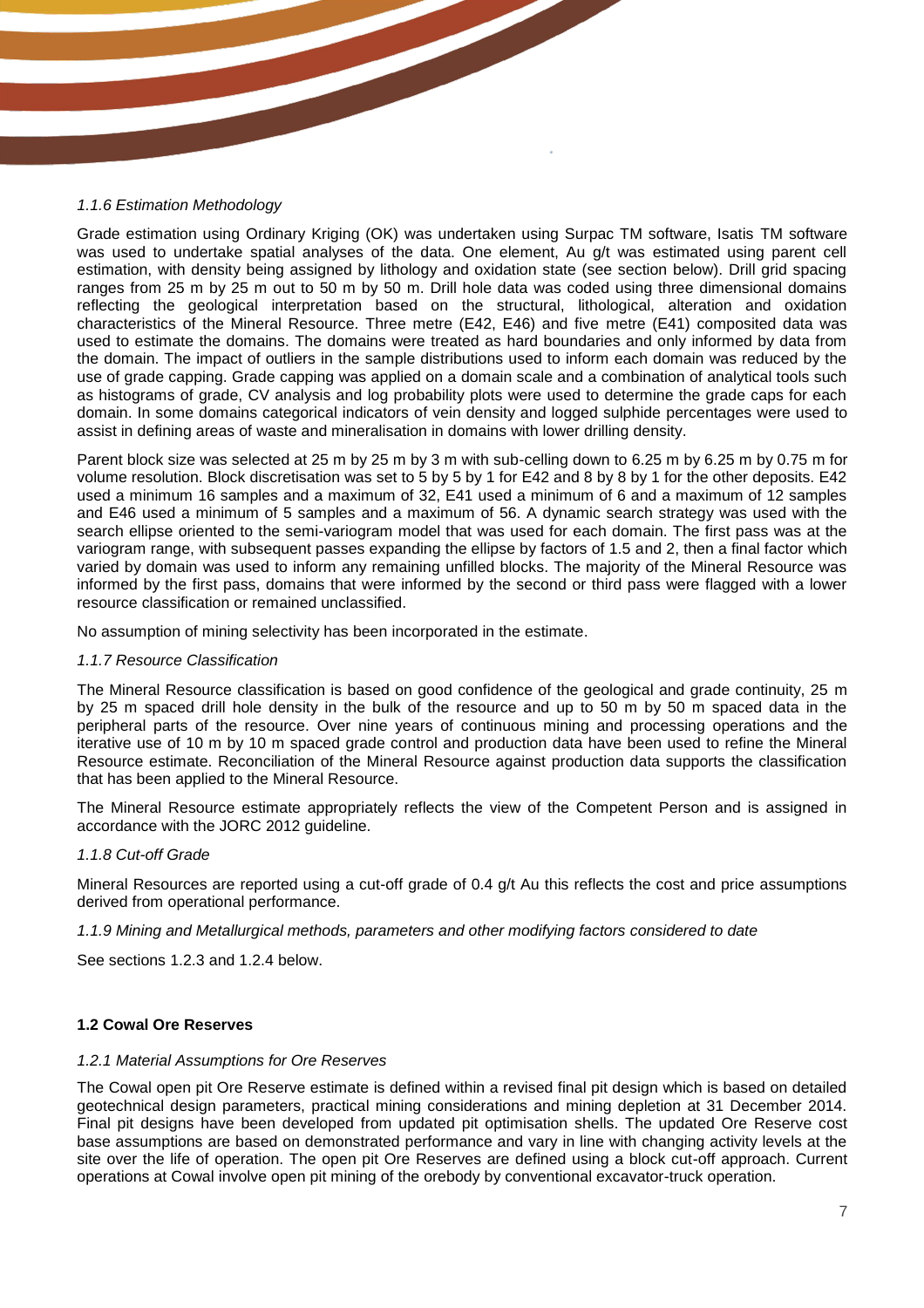*1.1.6 Estimation Methodology*

Grade estimation using Ordinary Kriging (OK) was undertaken using Surpac TM software, Isatis TM software was used to undertake spatial analyses of the data. One element, Au g/t was estimated using parent cell estimation, with density being assigned by lithology and oxidation state (see section below). Drill grid spacing ranges from 25 m by 25 m out to 50 m by 50 m. Drill hole data was coded using three dimensional domains reflecting the geological interpretation based on the structural, lithological, alteration and oxidation characteristics of the Mineral Resource. Three metre (E42, E46) and five metre (E41) composited data was used to estimate the domains. The domains were treated as hard boundaries and only informed by data from the domain. The impact of outliers in the sample distributions used to inform each domain was reduced by the use of grade capping. Grade capping was applied on a domain scale and a combination of analytical tools such as histograms of grade, CV analysis and log probability plots were used to determine the grade caps for each domain. In some domains categorical indicators of vein density and logged sulphide percentages were used to assist in defining areas of waste and mineralisation in domains with lower drilling density.

Parent block size was selected at 25 m by 25 m by 3 m with sub-celling down to 6.25 m by 6.25 m by 0.75 m for volume resolution. Block discretisation was set to 5 by 5 by 1 for E42 and 8 by 8 by 1 for the other deposits. E42 used a minimum 16 samples and a maximum of 32, E41 used a minimum of 6 and a maximum of 12 samples and E46 used a minimum of 5 samples and a maximum of 56. A dynamic search strategy was used with the search ellipse oriented to the semi-variogram model that was used for each domain. The first pass was at the variogram range, with subsequent passes expanding the ellipse by factors of 1.5 and 2, then a final factor which varied by domain was used to inform any remaining unfilled blocks. The majority of the Mineral Resource was informed by the first pass, domains that were informed by the second or third pass were flagged with a lower resource classification or remained unclassified.

No assumption of mining selectivity has been incorporated in the estimate.

*1.1.7 Resource Classification*

The Mineral Resource classification is based on good confidence of the geological and grade continuity, 25 m by 25 m spaced drill hole density in the bulk of the resource and up to 50 m by 50 m spaced data in the peripheral parts of the resource. Over nine years of continuous mining and processing operations and the iterative use of 10 m by 10 m spaced grade control and production data have been used to refine the Mineral Resource estimate. Reconciliation of the Mineral Resource against production data supports the classification that has been applied to the Mineral Resource.

The Mineral Resource estimate appropriately reflects the view of the Competent Person and is assigned in accordance with the JORC 2012 guideline.

*1.1.8 Cut-off Grade*

Mineral Resources are reported using a cut-off grade of 0.4 g/t Au this reflects the cost and price assumptions derived from operational performance.

*1.1.9 Mining and Metallurgical methods, parameters and other modifying factors considered to date*

See sections 1.2.3 and 1.2.4 below.

**1.2 Cowal Ore Reserves**

*1.2.1 Material Assumptions for Ore Reserves*

The Cowal open pit Ore Reserve estimate is defined within a revised final pit design which is based on detailed geotechnical design parameters, practical mining considerations and mining depletion at 31 December 2014. Final pit designs have been developed from updated pit optimisation shells. The updated Ore Reserve cost base assumptions are based on demonstrated performance and vary in line with changing activity levels at the site over the life of operation. The open pit Ore Reserves are defined using a block cut-off approach. Current operations at Cowal involve open pit mining of the orebody by conventional excavator-truck operation.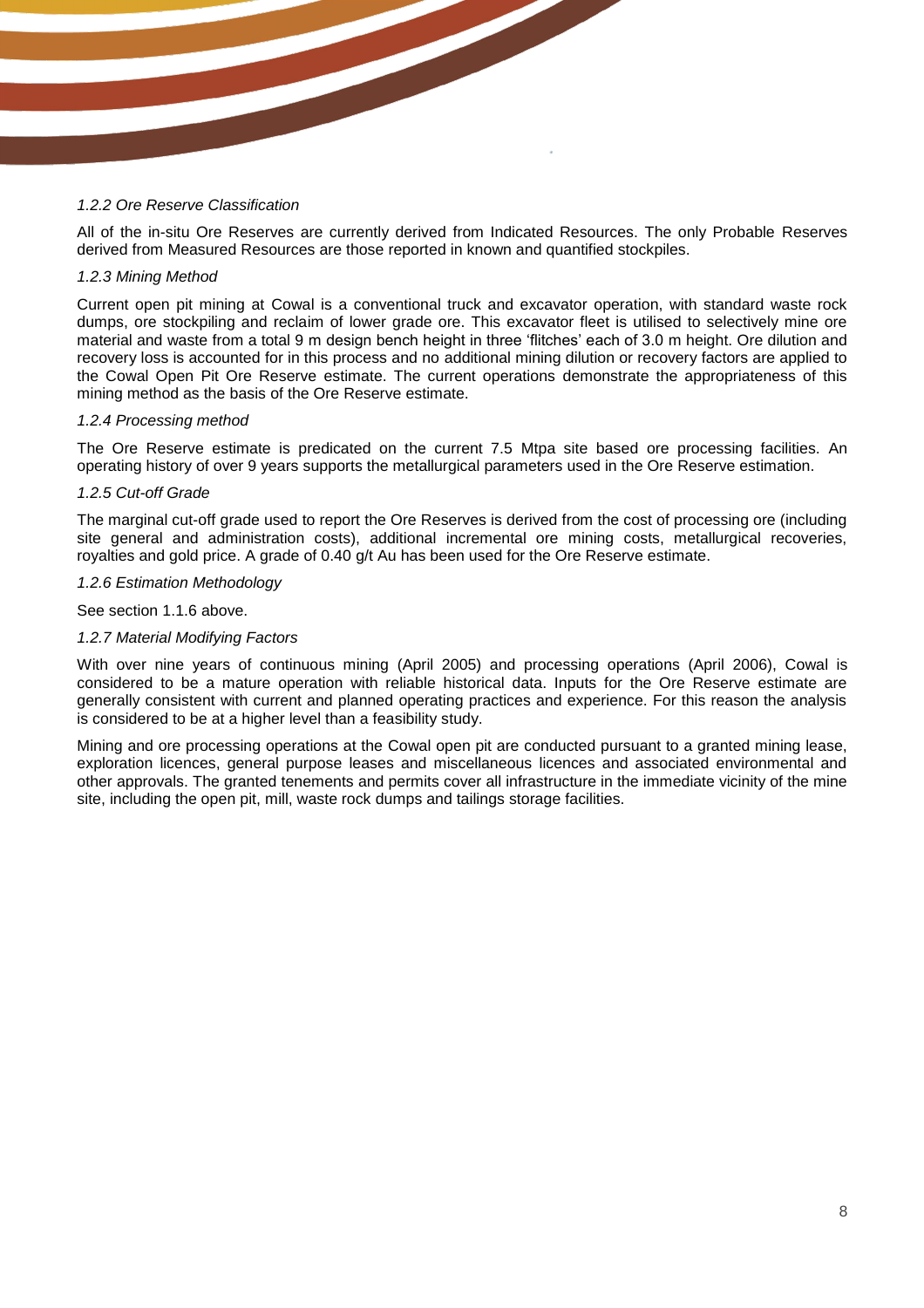*1.2.2 Ore Reserve Classification*

All of the in-situ Ore Reserves are currently derived from Indicated Resources. The only Probable Reserves derived from Measured Resources are those reported in known and quantified stockpiles.

*1.2.3 Mining Method*

Current open pit mining at Cowal is a conventional truck and excavator operation, with standard waste rock dumps, ore stockpiling and reclaim of lower grade ore. This excavator fleet is utilised to selectively mine ore material and waste from a total 9 m design bench height in three 'flitches' each of 3.0 m height. Ore dilution and recovery loss is accounted for in this process and no additional mining dilution or recovery factors are applied to the Cowal Open Pit Ore Reserve estimate. The current operations demonstrate the appropriateness of this mining method as the basis of the Ore Reserve estimate.

*1.2.4 Processing method*

The Ore Reserve estimate is predicated on the current 7.5 Mtpa site based ore processing facilities. An operating history of over 9 years supports the metallurgical parameters used in the Ore Reserve estimation.

*1.2.5 Cut-off Grade*

The marginal cut-off grade used to report the Ore Reserves is derived from the cost of processing ore (including site general and administration costs), additional incremental ore mining costs, metallurgical recoveries, royalties and gold price. A grade of 0.40 g/t Au has been used for the Ore Reserve estimate.

*1.2.6 Estimation Methodology*

See section 1.1.6 above.

*1.2.7 Material Modifying Factors*

With over nine years of continuous mining (April 2005) and processing operations (April 2006), Cowal is considered to be a mature operation with reliable historical data. Inputs for the Ore Reserve estimate are generally consistent with current and planned operating practices and experience. For this reason the analysis is considered to be at a higher level than a feasibility study.

Mining and ore processing operations at the Cowal open pit are conducted pursuant to a granted mining lease, exploration licences, general purpose leases and miscellaneous licences and associated environmental and other approvals. The granted tenements and permits cover all infrastructure in the immediate vicinity of the mine site, including the open pit, mill, waste rock dumps and tailings storage facilities.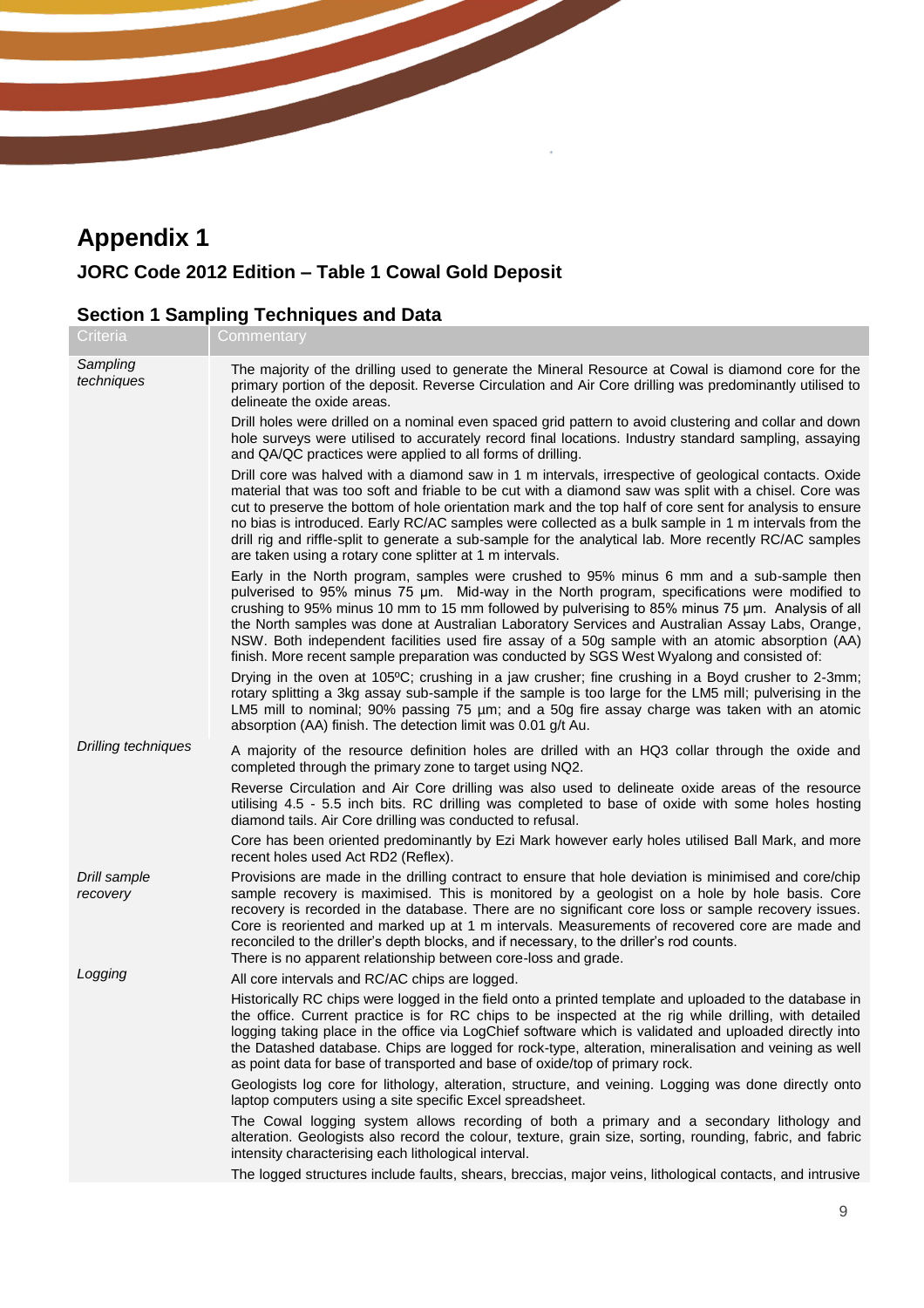# Appendix 1

## JORC Code 2012 Edition – Table 1 Cowal Gold Deposit

### Section 1 Sampling Techniques and Data

| Criteria | Commentary |
|---|---|
| *Sampling techniques* | The majority of the drilling used to generate the Mineral Resource at Cowal is diamond core for the primary portion of the deposit. Reverse Circulation and Air Core drilling was predominantly utilised to delineate the oxide areas.<br><br>Drill holes were drilled on a nominal even spaced grid pattern to avoid clustering and collar and down hole surveys were utilised to accurately record final locations. Industry standard sampling, assaying and QA/QC practices were applied to all forms of drilling.<br><br>Drill core was halved with a diamond saw in 1 m intervals, irrespective of geological contacts. Oxide material that was too soft and friable to be cut with a diamond saw was split with a chisel. Core was cut to preserve the bottom of hole orientation mark and the top half of core sent for analysis to ensure no bias is introduced. Early RC/AC samples were collected as a bulk sample in 1 m intervals from the drill rig and riffle-split to generate a sub-sample for the analytical lab. More recently RC/AC samples are taken using a rotary cone splitter at 1 m intervals.<br><br>Early in the North program, samples were crushed to 95% minus 6 mm and a sub-sample then pulverised to 95% minus 75 µm. Mid-way in the North program, specifications were modified to crushing to 95% minus 10 mm to 15 mm followed by pulverising to 85% minus 75 µm. Analysis of all the North samples was done at Australian Laboratory Services and Australian Assay Labs, Orange, NSW. Both independent facilities used fire assay of a 50g sample with an atomic absorption (AA) finish. More recent sample preparation was conducted by SGS West Wyalong and consisted of:<br><br>Drying in the oven at 105ºC; crushing in a jaw crusher; fine crushing in a Boyd crusher to 2-3mm; rotary splitting a 3kg assay sub-sample if the sample is too large for the LM5 mill; pulverising in the LM5 mill to nominal; 90% passing 75 µm; and a 50g fire assay charge was taken with an atomic absorption (AA) finish. The detection limit was 0.01 g/t Au. |
| *Drilling techniques* | A majority of the resource definition holes are drilled with an HQ3 collar through the oxide and completed through the primary zone to target using NQ2.<br><br>Reverse Circulation and Air Core drilling was also used to delineate oxide areas of the resource utilising 4.5 - 5.5 inch bits. RC drilling was completed to base of oxide with some holes hosting diamond tails. Air Core drilling was conducted to refusal.<br><br>Core has been oriented predominantly by Ezi Mark however early holes utilised Ball Mark, and more recent holes used Act RD2 (Reflex). |
| *Drill sample recovery* | Provisions are made in the drilling contract to ensure that hole deviation is minimised and core/chip sample recovery is maximised. This is monitored by a geologist on a hole by hole basis. Core recovery is recorded in the database. There are no significant core loss or sample recovery issues. Core is reoriented and marked up at 1 m intervals. Measurements of recovered core are made and reconciled to the driller's depth blocks, and if necessary, to the driller's rod counts.<br>There is no apparent relationship between core-loss and grade. |
| *Logging* | All core intervals and RC/AC chips are logged.<br><br>Historically RC chips were logged in the field onto a printed template and uploaded to the database in the office. Current practice is for RC chips to be inspected at the rig while drilling, with detailed logging taking place in the office via LogChief software which is validated and uploaded directly into the Datashed database. Chips are logged for rock-type, alteration, mineralisation and veining as well as point data for base of transported and base of oxide/top of primary rock.<br><br>Geologists log core for lithology, alteration, structure, and veining. Logging was done directly onto laptop computers using a site specific Excel spreadsheet.<br><br>The Cowal logging system allows recording of both a primary and a secondary lithology and alteration. Geologists also record the colour, texture, grain size, sorting, rounding, fabric, and fabric intensity characterising each lithological interval.<br><br>The logged structures include faults, shears, breccias, major veins, lithological contacts, and intrusive |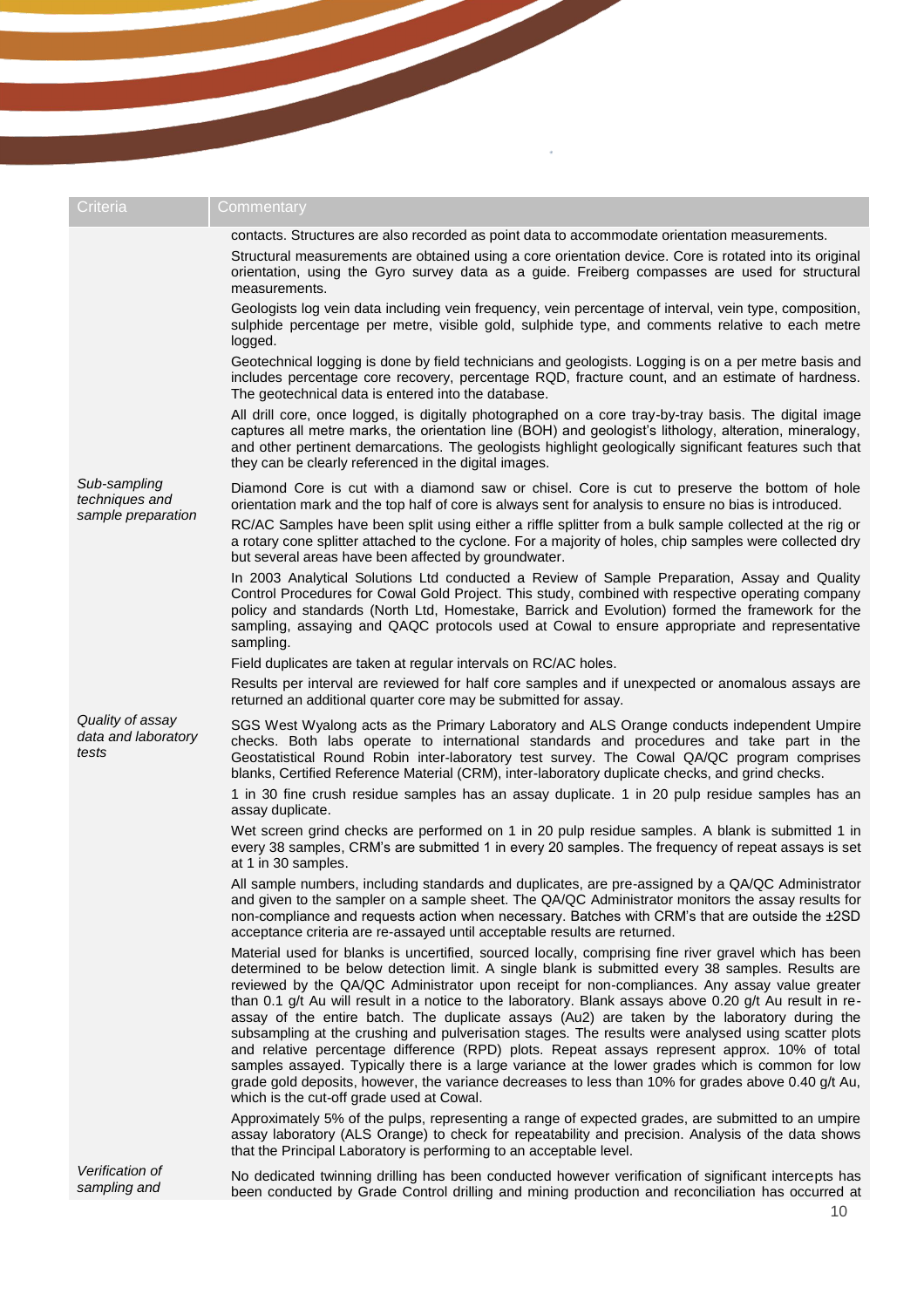| Criteria | Commentary |
| --- | --- |
| | contacts. Structures are also recorded as point data to accommodate orientation measurements.<br><br>Structural measurements are obtained using a core orientation device. Core is rotated into its original orientation, using the Gyro survey data as a guide. Freiberg compasses are used for structural measurements.<br><br>Geologists log vein data including vein frequency, vein percentage of interval, vein type, composition, sulphide percentage per metre, visible gold, sulphide type, and comments relative to each metre logged.<br><br>Geotechnical logging is done by field technicians and geologists. Logging is on a per metre basis and includes percentage core recovery, percentage RQD, fracture count, and an estimate of hardness. The geotechnical data is entered into the database.<br><br>All drill core, once logged, is digitally photographed on a core tray-by-tray basis. The digital image captures all metre marks, the orientation line (BOH) and geologist's lithology, alteration, mineralogy, and other pertinent demarcations. The geologists highlight geologically significant features such that they can be clearly referenced in the digital images. |
| *Sub-sampling techniques and sample preparation* | Diamond Core is cut with a diamond saw or chisel. Core is cut to preserve the bottom of hole orientation mark and the top half of core is always sent for analysis to ensure no bias is introduced.<br><br>RC/AC Samples have been split using either a riffle splitter from a bulk sample collected at the rig or a rotary cone splitter attached to the cyclone. For a majority of holes, chip samples were collected dry but several areas have been affected by groundwater.<br><br>In 2003 Analytical Solutions Ltd conducted a Review of Sample Preparation, Assay and Quality Control Procedures for Cowal Gold Project. This study, combined with respective operating company policy and standards (North Ltd, Homestake, Barrick and Evolution) formed the framework for the sampling, assaying and QAQC protocols used at Cowal to ensure appropriate and representative sampling.<br><br>Field duplicates are taken at regular intervals on RC/AC holes.<br><br>Results per interval are reviewed for half core samples and if unexpected or anomalous assays are returned an additional quarter core may be submitted for assay. |
| *Quality of assay data and laboratory tests* | SGS West Wyalong acts as the Primary Laboratory and ALS Orange conducts independent Umpire checks. Both labs operate to international standards and procedures and take part in the Geostatistical Round Robin inter-laboratory test survey. The Cowal QA/QC program comprises blanks, Certified Reference Material (CRM), inter-laboratory duplicate checks, and grind checks.<br><br>1 in 30 fine crush residue samples has an assay duplicate. 1 in 20 pulp residue samples has an assay duplicate.<br><br>Wet screen grind checks are performed on 1 in 20 pulp residue samples. A blank is submitted 1 in every 38 samples, CRM's are submitted 1 in every 20 samples. The frequency of repeat assays is set at 1 in 30 samples.<br><br>All sample numbers, including standards and duplicates, are pre-assigned by a QA/QC Administrator and given to the sampler on a sample sheet. The QA/QC Administrator monitors the assay results for non-compliance and requests action when necessary. Batches with CRM's that are outside the ±2SD acceptance criteria are re-assayed until acceptable results are returned.<br><br>Material used for blanks is uncertified, sourced locally, comprising fine river gravel which has been determined to be below detection limit. A single blank is submitted every 38 samples. Results are reviewed by the QA/QC Administrator upon receipt for non-compliances. Any assay value greater than 0.1 g/t Au will result in a notice to the laboratory. Blank assays above 0.20 g/t Au result in re-assay of the entire batch. The duplicate assays (Au2) are taken by the laboratory during the subsampling at the crushing and pulverisation stages. The results were analysed using scatter plots and relative percentage difference (RPD) plots. Repeat assays represent approx. 10% of total samples assayed. Typically there is a large variance at the lower grades which is common for low grade gold deposits, however, the variance decreases to less than 10% for grades above 0.40 g/t Au, which is the cut-off grade used at Cowal.<br><br>Approximately 5% of the pulps, representing a range of expected grades, are submitted to an umpire assay laboratory (ALS Orange) to check for repeatability and precision. Analysis of the data shows that the Principal Laboratory is performing to an acceptable level. |
| *Verification of sampling and* | No dedicated twinning drilling has been conducted however verification of significant intercepts has been conducted by Grade Control drilling and mining production and reconciliation has occurred at |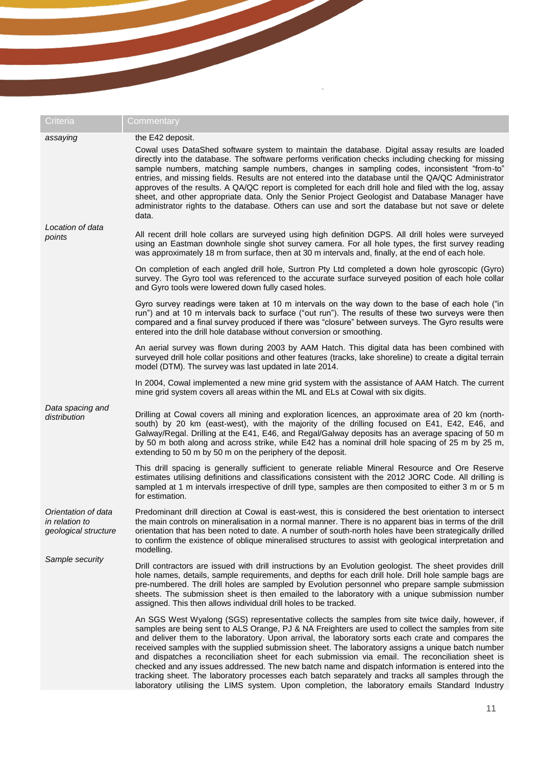| Criteria | Commentary |
|---|---|
| *assaying* | the E42 deposit.<br><br>Cowal uses DataShed software system to maintain the database. Digital assay results are loaded directly into the database. The software performs verification checks including checking for missing sample numbers, matching sample numbers, changes in sampling codes, inconsistent "from-to" entries, and missing fields. Results are not entered into the database until the QA/QC Administrator approves of the results. A QA/QC report is completed for each drill hole and filed with the log, assay sheet, and other appropriate data. Only the Senior Project Geologist and Database Manager have administrator rights to the database. Others can use and sort the database but not save or delete data. |
| *Location of data points* | All recent drill hole collars are surveyed using high definition DGPS. All drill holes were surveyed using an Eastman downhole single shot survey camera. For all hole types, the first survey reading was approximately 18 m from surface, then at 30 m intervals and, finally, at the end of each hole.<br><br>On completion of each angled drill hole, Surtron Pty Ltd completed a down hole gyroscopic (Gyro) survey. The Gyro tool was referenced to the accurate surface surveyed position of each hole collar and Gyro tools were lowered down fully cased holes.<br><br>Gyro survey readings were taken at 10 m intervals on the way down to the base of each hole ("in run") and at 10 m intervals back to surface ("out run"). The results of these two surveys were then compared and a final survey produced if there was "closure" between surveys. The Gyro results were entered into the drill hole database without conversion or smoothing.<br><br>An aerial survey was flown during 2003 by AAM Hatch. This digital data has been combined with surveyed drill hole collar positions and other features (tracks, lake shoreline) to create a digital terrain model (DTM). The survey was last updated in late 2014.<br><br>In 2004, Cowal implemented a new mine grid system with the assistance of AAM Hatch. The current mine grid system covers all areas within the ML and ELs at Cowal with six digits. |
| *Data spacing and distribution* | Drilling at Cowal covers all mining and exploration licences, an approximate area of 20 km (north-south) by 20 km (east-west), with the majority of the drilling focused on E41, E42, E46, and Galway/Regal. Drilling at the E41, E46, and Regal/Galway deposits has an average spacing of 50 m by 50 m both along and across strike, while E42 has a nominal drill hole spacing of 25 m by 25 m, extending to 50 m by 50 m on the periphery of the deposit.<br><br>This drill spacing is generally sufficient to generate reliable Mineral Resource and Ore Reserve estimates utilising definitions and classifications consistent with the 2012 JORC Code. All drilling is sampled at 1 m intervals irrespective of drill type, samples are then composited to either 3 m or 5 m for estimation. |
| *Orientation of data in relation to geological structure* | Predominant drill direction at Cowal is east-west, this is considered the best orientation to intersect the main controls on mineralisation in a normal manner. There is no apparent bias in terms of the drill orientation that has been noted to date. A number of south-north holes have been strategically drilled to confirm the existence of oblique mineralised structures to assist with geological interpretation and modelling. |
| *Sample security* | Drill contractors are issued with drill instructions by an Evolution geologist. The sheet provides drill hole names, details, sample requirements, and depths for each drill hole. Drill hole sample bags are pre-numbered. The drill holes are sampled by Evolution personnel who prepare sample submission sheets. The submission sheet is then emailed to the laboratory with a unique submission number assigned. This then allows individual drill holes to be tracked.<br><br>An SGS West Wyalong (SGS) representative collects the samples from site twice daily, however, if samples are being sent to ALS Orange, PJ & NA Freighters are used to collect the samples from site and deliver them to the laboratory. Upon arrival, the laboratory sorts each crate and compares the received samples with the supplied submission sheet. The laboratory assigns a unique batch number and dispatches a reconciliation sheet for each submission via email. The reconciliation sheet is checked and any issues addressed. The new batch name and dispatch information is entered into the tracking sheet. The laboratory processes each batch separately and tracks all samples through the laboratory utilising the LIMS system. Upon completion, the laboratory emails Standard Industry |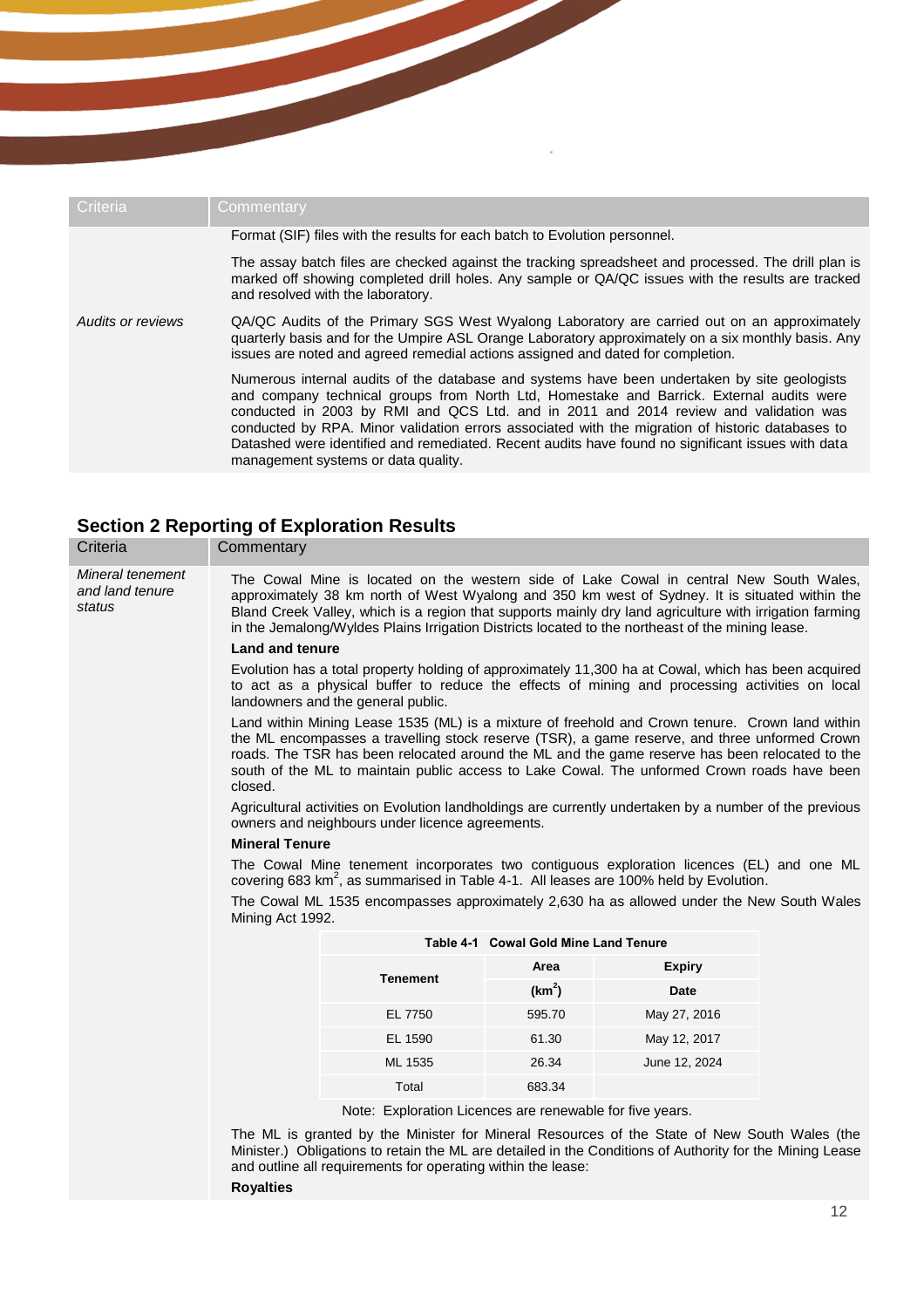| Criteria | Commentary |
|---|---|
| | Format (SIF) files with the results for each batch to Evolution personnel.<br><br>The assay batch files are checked against the tracking spreadsheet and processed. The drill plan is marked off showing completed drill holes. Any sample or QA/QC issues with the results are tracked and resolved with the laboratory. |
| *Audits or reviews* | QA/QC Audits of the Primary SGS West Wyalong Laboratory are carried out on an approximately quarterly basis and for the Umpire ASL Orange Laboratory approximately on a six monthly basis. Any issues are noted and agreed remedial actions assigned and dated for completion.<br><br>Numerous internal audits of the database and systems have been undertaken by site geologists and company technical groups from North Ltd, Homestake and Barrick. External audits were conducted in 2003 by RMI and QCS Ltd. and in 2011 and 2014 review and validation was conducted by RPA. Minor validation errors associated with the migration of historic databases to Datashed were identified and remediated. Recent audits have found no significant issues with data management systems or data quality. |

## Section 2 Reporting of Exploration Results

| Criteria | Commentary |
|---|---|
| *Mineral tenement and land tenure status* | The Cowal Mine is located on the western side of Lake Cowal in central New South Wales, approximately 38 km north of West Wyalong and 350 km west of Sydney. It is situated within the Bland Creek Valley, which is a region that supports mainly dry land agriculture with irrigation farming in the Jemalong/Wyldes Plains Irrigation Districts located to the northeast of the mining lease.<br><br>**Land and tenure**<br><br>Evolution has a total property holding of approximately 11,300 ha at Cowal, which has been acquired to act as a physical buffer to reduce the effects of mining and processing activities on local landowners and the general public.<br><br>Land within Mining Lease 1535 (ML) is a mixture of freehold and Crown tenure. Crown land within the ML encompasses a travelling stock reserve (TSR), a game reserve, and three unformed Crown roads. The TSR has been relocated around the ML and the game reserve has been relocated to the south of the ML to maintain public access to Lake Cowal. The unformed Crown roads have been closed.<br><br>Agricultural activities on Evolution landholdings are currently undertaken by a number of the previous owners and neighbours under licence agreements.<br><br>**Mineral Tenure**<br><br>The Cowal Mine tenement incorporates two contiguous exploration licences (EL) and one ML covering 683 $km^2$, as summarised in Table 4-1. All leases are 100% held by Evolution.<br><br>The Cowal ML 1535 encompasses approximately 2,630 ha as allowed under the New South Wales Mining Act 1992. |

**Table 4-1 Cowal Gold Mine Land Tenure**

| Tenement | Area ($km^2$) | Expiry Date |
|---|---|---|
| EL 7750 | 595.70 | May 27, 2016 |
| EL 1590 | 61.30 | May 12, 2017 |
| ML 1535 | 26.34 | June 12, 2024 |
| Total | 683.34 | |

Note: Exploration Licences are renewable for five years.

The ML is granted by the Minister for Mineral Resources of the State of New South Wales (the Minister.) Obligations to retain the ML are detailed in the Conditions of Authority for the Mining Lease and outline all requirements for operating within the lease:

**Royalties**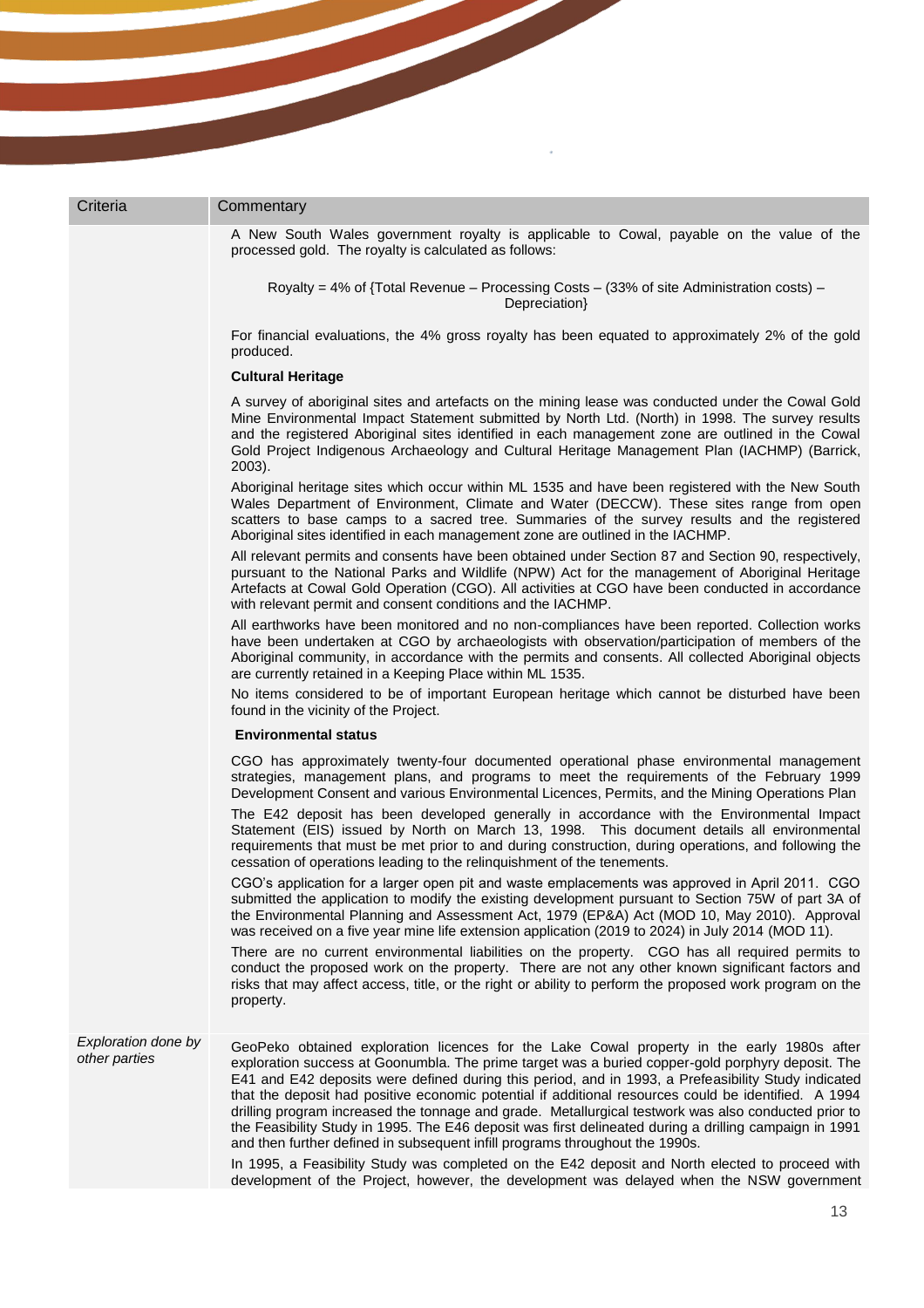| Criteria | Commentary |
|---|---|
| | A New South Wales government royalty is applicable to Cowal, payable on the value of the processed gold. The royalty is calculated as follows:<br><br>Royalty = 4% of {Total Revenue – Processing Costs – (33% of site Administration costs) – Depreciation}<br><br>For financial evaluations, the 4% gross royalty has been equated to approximately 2% of the gold produced.<br><br>**Cultural Heritage**<br><br>A survey of aboriginal sites and artefacts on the mining lease was conducted under the Cowal Gold Mine Environmental Impact Statement submitted by North Ltd. (North) in 1998. The survey results and the registered Aboriginal sites identified in each management zone are outlined in the Cowal Gold Project Indigenous Archaeology and Cultural Heritage Management Plan (IACHMP) (Barrick, 2003).<br><br>Aboriginal heritage sites which occur within ML 1535 and have been registered with the New South Wales Department of Environment, Climate and Water (DECCW). These sites range from open scatters to base camps to a sacred tree. Summaries of the survey results and the registered Aboriginal sites identified in each management zone are outlined in the IACHMP.<br><br>All relevant permits and consents have been obtained under Section 87 and Section 90, respectively, pursuant to the National Parks and Wildlife (NPW) Act for the management of Aboriginal Heritage Artefacts at Cowal Gold Operation (CGO). All activities at CGO have been conducted in accordance with relevant permit and consent conditions and the IACHMP.<br><br>All earthworks have been monitored and no non-compliances have been reported. Collection works have been undertaken at CGO by archaeologists with observation/participation of members of the Aboriginal community, in accordance with the permits and consents. All collected Aboriginal objects are currently retained in a Keeping Place within ML 1535.<br><br>No items considered to be of important European heritage which cannot be disturbed have been found in the vicinity of the Project.<br><br>**Environmental status**<br><br>CGO has approximately twenty-four documented operational phase environmental management strategies, management plans, and programs to meet the requirements of the February 1999 Development Consent and various Environmental Licences, Permits, and the Mining Operations Plan<br><br>The E42 deposit has been developed generally in accordance with the Environmental Impact Statement (EIS) issued by North on March 13, 1998. This document details all environmental requirements that must be met prior to and during construction, during operations, and following the cessation of operations leading to the relinquishment of the tenements.<br><br>CGO's application for a larger open pit and waste emplacements was approved in April 2011. CGO submitted the application to modify the existing development pursuant to Section 75W of part 3A of the Environmental Planning and Assessment Act, 1979 (EP&A) Act (MOD 10, May 2010). Approval was received on a five year mine life extension application (2019 to 2024) in July 2014 (MOD 11).<br><br>There are no current environmental liabilities on the property. CGO has all required permits to conduct the proposed work on the property. There are not any other known significant factors and risks that may affect access, title, or the right or ability to perform the proposed work program on the property. |
| *Exploration done by other parties* | GeoPeko obtained exploration licences for the Lake Cowal property in the early 1980s after exploration success at Goonumbla. The prime target was a buried copper-gold porphyry deposit. The E41 and E42 deposits were defined during this period, and in 1993, a Prefeasibility Study indicated that the deposit had positive economic potential if additional resources could be identified. A 1994 drilling program increased the tonnage and grade. Metallurgical testwork was also conducted prior to the Feasibility Study in 1995. The E46 deposit was first delineated during a drilling campaign in 1991 and then further defined in subsequent infill programs throughout the 1990s.<br><br>In 1995, a Feasibility Study was completed on the E42 deposit and North elected to proceed with development of the Project, however, the development was delayed when the NSW government |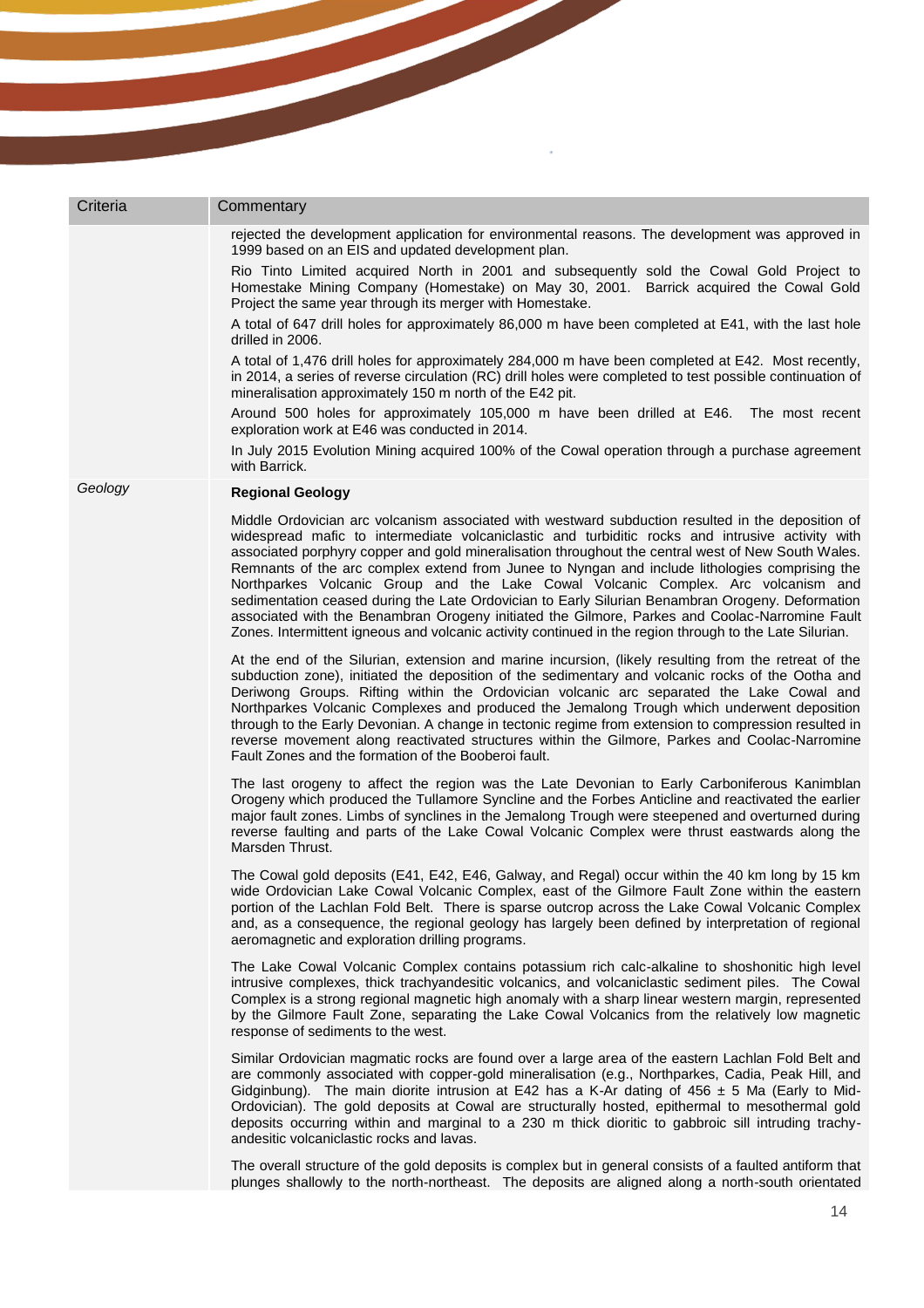| Criteria | Commentary |
|---|---|
| | rejected the development application for environmental reasons. The development was approved in 1999 based on an EIS and updated development plan.<br><br>Rio Tinto Limited acquired North in 2001 and subsequently sold the Cowal Gold Project to Homestake Mining Company (Homestake) on May 30, 2001. Barrick acquired the Cowal Gold Project the same year through its merger with Homestake.<br><br>A total of 647 drill holes for approximately 86,000 m have been completed at E41, with the last hole drilled in 2006.<br><br>A total of 1,476 drill holes for approximately 284,000 m have been completed at E42. Most recently, in 2014, a series of reverse circulation (RC) drill holes were completed to test possible continuation of mineralisation approximately 150 m north of the E42 pit.<br><br>Around 500 holes for approximately 105,000 m have been drilled at E46. The most recent exploration work at E46 was conducted in 2014.<br><br>In July 2015 Evolution Mining acquired 100% of the Cowal operation through a purchase agreement with Barrick. |
| *Geology* | **Regional Geology**<br><br>Middle Ordovician arc volcanism associated with westward subduction resulted in the deposition of widespread mafic to intermediate volcaniclastic and turbiditic rocks and intrusive activity with associated porphyry copper and gold mineralisation throughout the central west of New South Wales. Remnants of the arc complex extend from Junee to Nyngan and include lithologies comprising the Northparkes Volcanic Group and the Lake Cowal Volcanic Complex. Arc volcanism and sedimentation ceased during the Late Ordovician to Early Silurian Benambran Orogeny. Deformation associated with the Benambran Orogeny initiated the Gilmore, Parkes and Coolac-Narromine Fault Zones. Intermittent igneous and volcanic activity continued in the region through to the Late Silurian.<br><br>At the end of the Silurian, extension and marine incursion, (likely resulting from the retreat of the subduction zone), initiated the deposition of the sedimentary and volcanic rocks of the Ootha and Deriwong Groups. Rifting within the Ordovician volcanic arc separated the Lake Cowal and Northparkes Volcanic Complexes and produced the Jemalong Trough which underwent deposition through to the Early Devonian. A change in tectonic regime from extension to compression resulted in reverse movement along reactivated structures within the Gilmore, Parkes and Coolac-Narromine Fault Zones and the formation of the Booberoi fault.<br><br>The last orogeny to affect the region was the Late Devonian to Early Carboniferous Kanimblan Orogeny which produced the Tullamore Syncline and the Forbes Anticline and reactivated the earlier major fault zones. Limbs of synclines in the Jemalong Trough were steepened and overturned during reverse faulting and parts of the Lake Cowal Volcanic Complex were thrust eastwards along the Marsden Thrust.<br><br>The Cowal gold deposits (E41, E42, E46, Galway, and Regal) occur within the 40 km long by 15 km wide Ordovician Lake Cowal Volcanic Complex, east of the Gilmore Fault Zone within the eastern portion of the Lachlan Fold Belt. There is sparse outcrop across the Lake Cowal Volcanic Complex and, as a consequence, the regional geology has largely been defined by interpretation of regional aeromagnetic and exploration drilling programs.<br><br>The Lake Cowal Volcanic Complex contains potassium rich calc-alkaline to shoshonitic high level intrusive complexes, thick trachyandesitic volcanics, and volcaniclastic sediment piles. The Cowal Complex is a strong regional magnetic high anomaly with a sharp linear western margin, represented by the Gilmore Fault Zone, separating the Lake Cowal Volcanics from the relatively low magnetic response of sediments to the west.<br><br>Similar Ordovician magmatic rocks are found over a large area of the eastern Lachlan Fold Belt and are commonly associated with copper-gold mineralisation (e.g., Northparkes, Cadia, Peak Hill, and Gidginbung). The main diorite intrusion at E42 has a K-Ar dating of 456 ± 5 Ma (Early to Mid-Ordovician). The gold deposits at Cowal are structurally hosted, epithermal to mesothermal gold deposits occurring within and marginal to a 230 m thick dioritic to gabbroic sill intruding trachy-andesitic volcaniclastic rocks and lavas.<br><br>The overall structure of the gold deposits is complex but in general consists of a faulted antiform that plunges shallowly to the north-northeast. The deposits are aligned along a north-south orientated |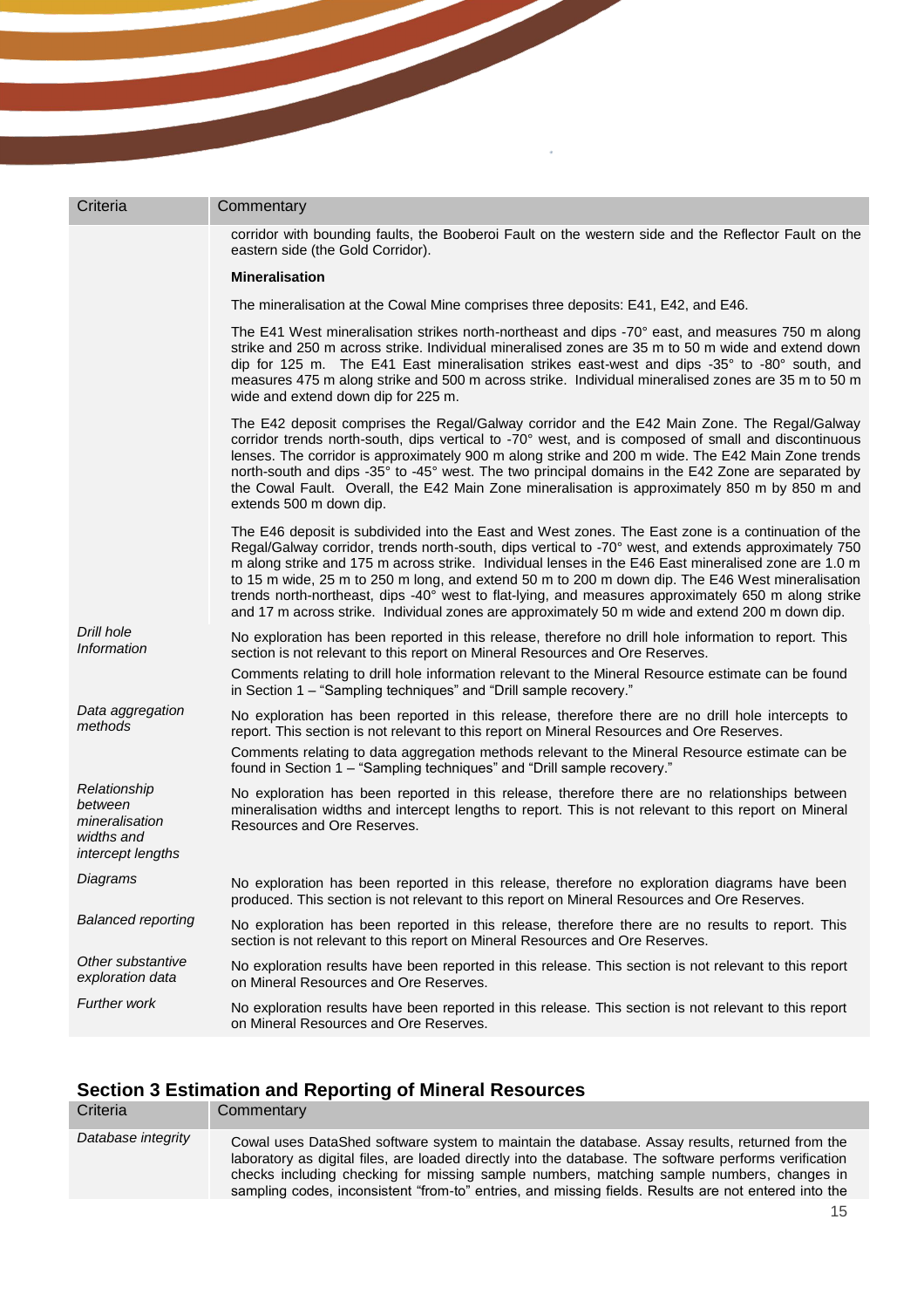| Criteria | Commentary |
|---|---|
| | corridor with bounding faults, the Booberoi Fault on the western side and the Reflector Fault on the eastern side (the Gold Corridor).<br><br>**Mineralisation**<br><br>The mineralisation at the Cowal Mine comprises three deposits: E41, E42, and E46.<br><br>The E41 West mineralisation strikes north-northeast and dips -70° east, and measures 750 m along strike and 250 m across strike. Individual mineralised zones are 35 m to 50 m wide and extend down dip for 125 m. The E41 East mineralisation strikes east-west and dips -35° to -80° south, and measures 475 m along strike and 500 m across strike. Individual mineralised zones are 35 m to 50 m wide and extend down dip for 225 m.<br><br>The E42 deposit comprises the Regal/Galway corridor and the E42 Main Zone. The Regal/Galway corridor trends north-south, dips vertical to -70° west, and is composed of small and discontinuous lenses. The corridor is approximately 900 m along strike and 200 m wide. The E42 Main Zone trends north-south and dips -35° to -45° west. The two principal domains in the E42 Zone are separated by the Cowal Fault. Overall, the E42 Main Zone mineralisation is approximately 850 m by 850 m and extends 500 m down dip.<br><br>The E46 deposit is subdivided into the East and West zones. The East zone is a continuation of the Regal/Galway corridor, trends north-south, dips vertical to -70° west, and extends approximately 750 m along strike and 175 m across strike. Individual lenses in the E46 East mineralised zone are 1.0 m to 15 m wide, 25 m to 250 m long, and extend 50 m to 200 m down dip. The E46 West mineralisation trends north-northeast, dips -40° west to flat-lying, and measures approximately 650 m along strike and 17 m across strike. Individual zones are approximately 50 m wide and extend 200 m down dip. |
| *Drill hole Information* | No exploration has been reported in this release, therefore no drill hole information to report. This section is not relevant to this report on Mineral Resources and Ore Reserves.<br><br>Comments relating to drill hole information relevant to the Mineral Resource estimate can be found in Section 1 – "Sampling techniques" and "Drill sample recovery." |
| *Data aggregation methods* | No exploration has been reported in this release, therefore there are no drill hole intercepts to report. This section is not relevant to this report on Mineral Resources and Ore Reserves.<br><br>Comments relating to data aggregation methods relevant to the Mineral Resource estimate can be found in Section 1 – "Sampling techniques" and "Drill sample recovery." |
| *Relationship between mineralisation widths and intercept lengths* | No exploration has been reported in this release, therefore there are no relationships between mineralisation widths and intercept lengths to report. This is not relevant to this report on Mineral Resources and Ore Reserves. |
| *Diagrams* | No exploration has been reported in this release, therefore no exploration diagrams have been produced. This section is not relevant to this report on Mineral Resources and Ore Reserves. |
| *Balanced reporting* | No exploration has been reported in this release, therefore there are no results to report. This section is not relevant to this report on Mineral Resources and Ore Reserves. |
| *Other substantive exploration data* | No exploration results have been reported in this release. This section is not relevant to this report on Mineral Resources and Ore Reserves. |
| *Further work* | No exploration results have been reported in this release. This section is not relevant to this report on Mineral Resources and Ore Reserves. |

## Section 3 Estimation and Reporting of Mineral Resources

| Criteria | Commentary |
|---|---|
| *Database integrity* | Cowal uses DataShed software system to maintain the database. Assay results, returned from the laboratory as digital files, are loaded directly into the database. The software performs verification checks including checking for missing sample numbers, matching sample numbers, changes in sampling codes, inconsistent "from-to" entries, and missing fields. Results are not entered into the |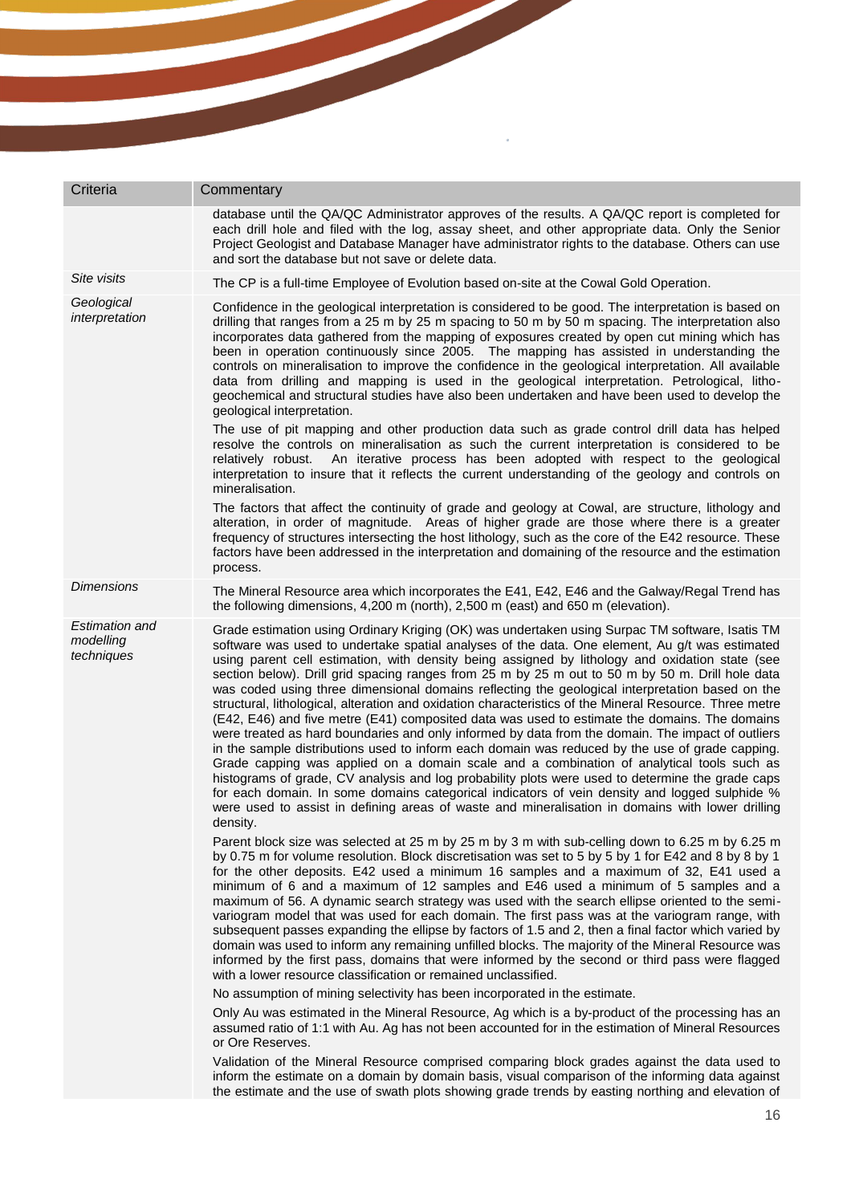| Criteria | Commentary |
|---|---|
| | database until the QA/QC Administrator approves of the results. A QA/QC report is completed for each drill hole and filed with the log, assay sheet, and other appropriate data. Only the Senior Project Geologist and Database Manager have administrator rights to the database. Others can use and sort the database but not save or delete data. |
| *Site visits* | The CP is a full-time Employee of Evolution based on-site at the Cowal Gold Operation. |
| *Geological interpretation* | Confidence in the geological interpretation is considered to be good. The interpretation is based on drilling that ranges from a 25 m by 25 m spacing to 50 m by 50 m spacing. The interpretation also incorporates data gathered from the mapping of exposures created by open cut mining which has been in operation continuously since 2005. The mapping has assisted in understanding the controls on mineralisation to improve the geological interpretation. All available data from drilling and mapping is used in the geological interpretation. Petrological, litho-geochemical and structural studies have also been undertaken and have been used to develop the geological interpretation.<br><br>The use of pit mapping and other production data such as grade control drill data has helped resolve the controls on mineralisation as such the current interpretation is considered to be relatively robust. An iterative process has been adopted with respect to the geological interpretation to insure that it reflects the current understanding of the geology and controls on mineralisation.<br><br>The factors that affect the continuity of grade and geology at Cowal, are structure, lithology and alteration, in order of magnitude. Areas of higher grade are those where there is a greater frequency of structures intersecting the host lithology, such as the core of the E42 resource. These factors have been addressed in the interpretation and domaining of the resource and the estimation process. |
| *Dimensions* | The Mineral Resource area which incorporates the E41, E42, E46 and the Galway/Regal Trend has the following dimensions, 4,200 m (north), 2,500 m (east) and 650 m (elevation). |
| *Estimation and modelling techniques* | Grade estimation using Ordinary Kriging (OK) was undertaken using Surpac TM software, Isatis TM software was used to undertake spatial analyses of the data. One element, Au g/t was estimated using parent cell estimation, with density being assigned by lithology and oxidation state (see section below). Drill grid spacing ranges from 25 m by 25 m out to 50 m by 50 m. Drill hole data was coded using three dimensional domains reflecting the geological interpretation based on the structural, lithological, alteration and oxidation characteristics of the Mineral Resource. Three metre (E42, E46) and five metre (E41) composited data was used to estimate the domains. The domains were treated as hard boundaries and only informed by data from the domain. The impact of outliers in the sample distributions used to inform each domain was reduced by the use of grade capping. Grade capping was applied on a domain scale and a combination of analytical tools such as histograms of grade, CV analysis and log probability plots were used to determine the grade caps for each domain. In some domains categorical indicators of vein density and logged sulphide % were used to assist in defining areas of waste and mineralisation in domains with lower drilling density.<br><br>Parent block size was selected at 25 m by 25 m by 3 m with sub-celling down to 6.25 m by 6.25 m by 0.75 m for volume resolution. Block discretisation was set to 5 by 5 by 1 for E42 and 8 by 8 by 1 for the other deposits. E42 used a minimum 16 samples and a maximum of 32, E41 used a minimum of 6 and a maximum of 12 samples and E46 used a minimum of 5 samples and a maximum of 56. A dynamic search strategy was used with the search ellipse oriented to the semi-variogram model that was used for each domain. The first pass was at the variogram range, with subsequent passes expanding the ellipse by factors of 1.5 and 2, then a final factor which varied by domain was used to inform any remaining unfilled blocks. The majority of the Mineral Resource was informed by the first pass, domains that were informed by the second or third pass were flagged with a lower resource classification or remained unclassified.<br><br>No assumption of mining selectivity has been incorporated in the estimate.<br><br>Only Au was estimated in the Mineral Resource, Ag which is a by-product of the processing has an assumed ratio of 1:1 with Au. Ag has not been accounted for in the estimation of Mineral Resources or Ore Reserves.<br><br>Validation of the Mineral Resource comprised comparing block grades against the data used to inform the estimate on a domain by domain basis, visual comparison of the informing data against the estimate and the use of swath plots showing grade trends by easting northing and elevation of |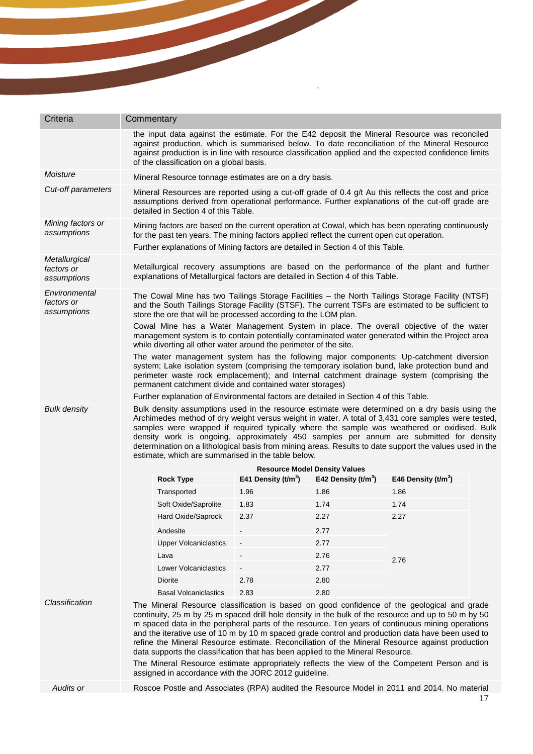| Criteria | Commentary |
|---|---|
| | the input data against the estimate. For the E42 deposit the Mineral Resource was reconciled against production, which is summarised below. To date reconciliation of the Mineral Resource against production is in line with resource classification applied and the expected confidence limits of the classification on a global basis. |
| *Moisture* | Mineral Resource tonnage estimates are on a dry basis. |
| *Cut-off parameters* | Mineral Resources are reported using a cut-off grade of 0.4 g/t Au this reflects the cost and price assumptions derived from operational performance. Further explanations of the cut-off grade are detailed in Section 4 of this Table. |
| *Mining factors or assumptions* | Mining factors are based on the current operation at Cowal, which has been operating continuously for the past ten years. The mining factors applied reflect the current open cut operation.<br>Further explanations of Mining factors are detailed in Section 4 of this Table. |
| *Metallurgical factors or assumptions* | Metallurgical recovery assumptions are based on the performance of the plant and further explanations of Metallurgical factors are detailed in Section 4 of this Table. |
| *Environmental factors or assumptions* | The Cowal Mine has two Tailings Storage Facilities – the North Tailings Storage Facility (NTSF) and the South Tailings Storage Facility (STSF). The current TSFs are estimated to be sufficient to store the ore that will be processed according to the LOM plan.<br>Cowal Mine has a Water Management System in place. The overall objective of the water management system is to contain potentially contaminated water generated within the Project area while diverting all other water around the perimeter of the site.<br>The water management system has the following major components: Up-catchment diversion system; Lake isolation system (comprising the temporary isolation bund, lake protection bund and perimeter waste rock emplacement); and Internal catchment drainage system (comprising the permanent catchment divide and contained water storages)<br>Further explanation of Environmental factors are detailed in Section 4 of this Table. |
| *Bulk density* | Bulk density assumptions used in the resource estimate were determined on a dry basis using the Archimedes method of dry weight versus weight in water. A total of 3,431 core samples were tested, samples were wrapped if required typically where the sample was weathered or oxidised. Bulk density work is ongoing, approximately 450 samples per annum are submitted for density determination on a lithological basis from mining areas. Results to date support the values used in the estimate, which are summarised in the table below. |

**Resource Model Density Values**

| Rock Type | E41 Density (t/m$^3$) | E42 Density (t/m$^3$) | E46 Density (t/m$^3$) |
|---|---|---|---|
| Transported | 1.96 | 1.86 | 1.86 |
| Soft Oxide/Saprolite | 1.83 | 1.74 | 1.74 |
| Hard Oxide/Saprock | 2.37 | 2.27 | 2.27 |
| Andesite | - | 2.77 | 2.76 |
| Upper Volcaniclastics | - | 2.77 | |
| Lava | - | 2.76 | |
| Lower Volcaniclastics | - | 2.77 | |
| Diorite | 2.78 | 2.80 | |
| Basal Volcaniclastics | 2.83 | 2.80 | |

| Criteria | Commentary |
|---|---|
| *Classification* | The Mineral Resource classification is based on good confidence of the geological and grade continuity, 25 m by 25 m spaced drill hole density in the bulk of the resource and up to 50 m by 50 m spaced data in the peripheral parts of the resource. Ten years of continuous mining operations and the iterative use of 10 m by 10 m spaced grade control and production data have been used to refine the Mineral Resource estimate. Reconciliation of the Mineral Resource against production data supports the classification that has been applied to the Mineral Resource.<br>The Mineral Resource estimate appropriately reflects the view of the Competent Person and is assigned in accordance with the JORC 2012 guideline. |
| *Audits or* | Roscoe Postle and Associates (RPA) audited the Resource Model in 2011 and 2014. No material |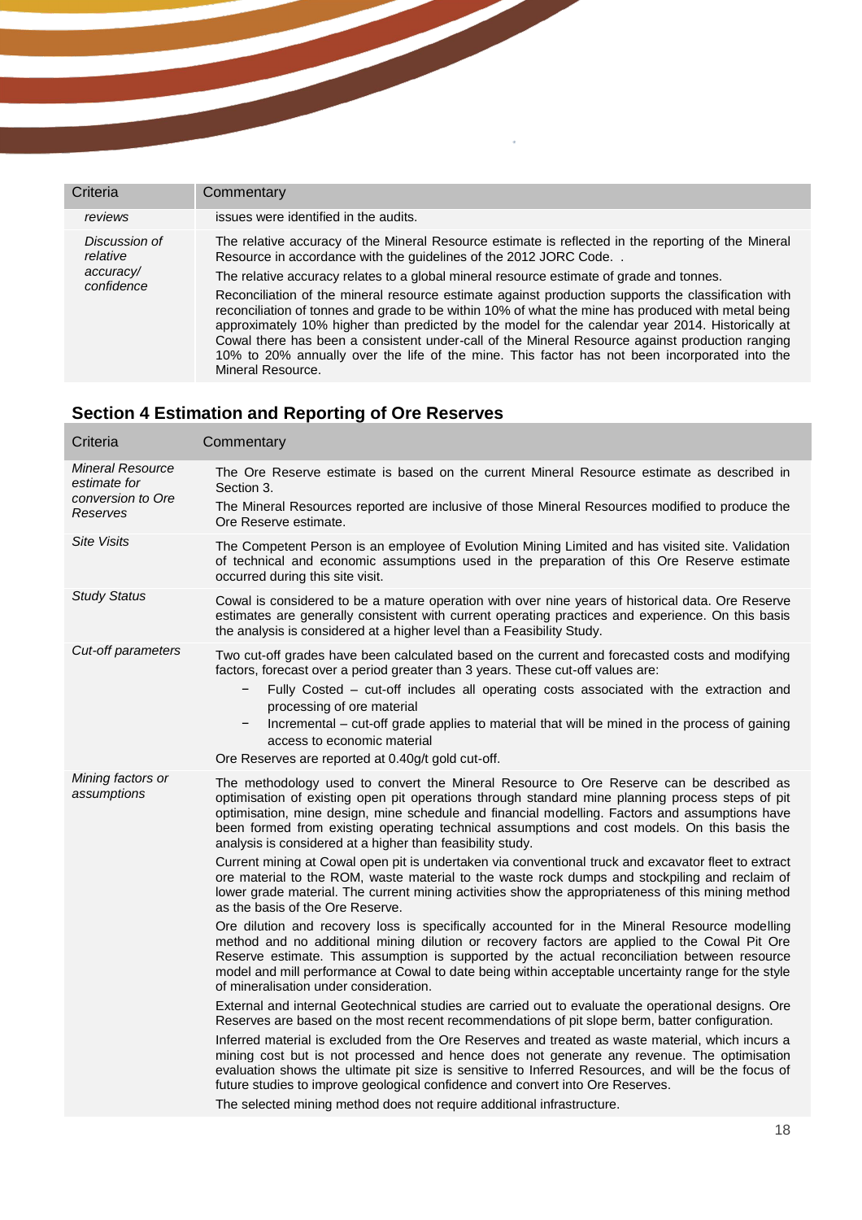| Criteria | Commentary |
|---|---|
| *reviews* | issues were identified in the audits. |
| *Discussion of relative accuracy/ confidence* | The relative accuracy of the Mineral Resource estimate is reflected in the reporting of the Mineral Resource in accordance with the guidelines of the 2012 JORC Code. .<br><br>The relative accuracy relates to a global mineral resource estimate of grade and tonnes.<br><br>Reconciliation of the mineral resource estimate against production supports the classification with reconciliation of tonnes and grade to be within 10% of what the mine has produced with metal being approximately 10% higher than predicted by the model for the calendar year 2014. Historically at Cowal there has been a consistent under-call of the Mineral Resource against production ranging 10% to 20% annually over the life of the mine. This factor has not been incorporated into the Mineral Resource. |

## Section 4 Estimation and Reporting of Ore Reserves

| Criteria | Commentary |
|---|---|
| *Mineral Resource estimate for conversion to Ore Reserves* | The Ore Reserve estimate is based on the current Mineral Resource estimate as described in Section 3.<br><br>The Mineral Resources reported are inclusive of those Mineral Resources modified to produce the Ore Reserve estimate. |
| *Site Visits* | The Competent Person is an employee of Evolution Mining Limited and has visited site. Validation of technical and economic assumptions used in the preparation of this Ore Reserve estimate occurred during this site visit. |
| *Study Status* | Cowal is considered to be a mature operation with over nine years of historical data. Ore Reserve estimates are generally consistent with current operating practices and experience. On this basis the analysis is considered at a higher level than a Feasibility Study. |
| *Cut-off parameters* | Two cut-off grades have been calculated based on the current and forecasted costs and modifying factors, forecast over a period greater than 3 years. These cut-off values are:<br><br>− Fully Costed – cut-off includes all operating costs associated with the extraction and processing of ore material<br>− Incremental – cut-off grade applies to material that will be mined in the process of gaining access to economic material<br><br>Ore Reserves are reported at 0.40g/t gold cut-off. |
| *Mining factors or assumptions* | The methodology used to convert the Mineral Resource to Ore Reserve can be described as optimisation of existing open pit operations through standard mine planning process steps of pit optimisation, mine design, mine schedule and financial modelling. Factors and assumptions have been formed from existing operating technical assumptions and cost models. On this basis the analysis is considered at a higher than feasibility study.<br><br>Current mining at Cowal open pit is undertaken via conventional truck and excavator fleet to extract ore material to the ROM, waste material to the waste rock dumps and stockpiling and reclaim of lower grade material. The current mining activities show the appropriateness of this mining method as the basis of the Ore Reserve.<br><br>Ore dilution and recovery loss is specifically accounted for in the Mineral Resource modelling method and no additional mining dilution or recovery factors are applied to the Cowal Pit Ore Reserve estimate. This assumption is supported by the actual reconciliation between resource model and mill performance at Cowal to date being within acceptable uncertainty range for the style of mineralisation under consideration.<br><br>External and internal Geotechnical studies are carried out to evaluate the operational designs. Ore Reserves are based on the most recent recommendations of pit slope berm, batter configuration.<br><br>Inferred material is excluded from the Ore Reserves and treated as waste material, which incurs a mining cost but is not processed and hence does not generate any revenue. The optimisation evaluation shows the ultimate pit size is sensitive to Inferred Resources, and will be the focus of future studies to improve geological confidence and convert into Ore Reserves.<br><br>The selected mining method does not require additional infrastructure. |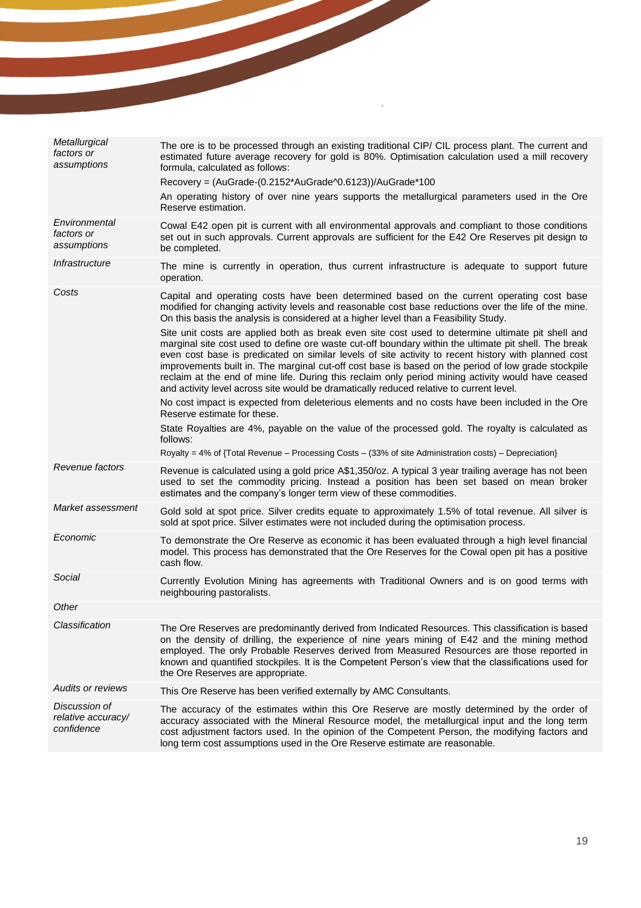| | |
|---|---|
| *Metallurgical factors or assumptions* | The ore is to be processed through an existing traditional CIP/ CIL process plant. The current and estimated future average recovery for gold is 80%. Optimisation calculation used a mill recovery formula, calculated as follows:<br>Recovery = (AuGrade-(0.2152*AuGrade^0.6123))/AuGrade*100<br>An operating history of over nine years supports the metallurgical parameters used in the Ore Reserve estimation. |
| *Environmental factors or assumptions* | Cowal E42 open pit is current with all environmental approvals and compliant to those conditions set out in such approvals. Current approvals are sufficient for the E42 Ore Reserves pit design to be completed. |
| *Infrastructure* | The mine is currently in operation, thus current infrastructure is adequate to support future operation. |
| *Costs* | Capital and operating costs have been determined based on the current operating cost base modified for changing activity levels and reasonable cost base reductions over the life of the mine. On this basis the analysis is considered at a higher level than a Feasibility Study.<br>Site unit costs are applied both as break even site cost used to determine ultimate pit shell and marginal site cost used to define ore waste cut-off boundary within the ultimate pit shell. The break even cost base is predicated on similar levels of site activity to recent history with planned cost improvements built in. The marginal cut-off cost base is based on the period of low grade stockpile reclaim at the end of mine life. During this reclaim only period mining activity would have ceased and activity level across site would be dramatically reduced relative to current level.<br>No cost impact is expected from deleterious elements and no costs have been included in the Ore Reserve estimate for these.<br>State Royalties are 4%, payable on the value of the processed gold. The royalty is calculated as follows:<br>Royalty = 4% of {Total Revenue – Processing Costs – (33% of site Administration costs) – Depreciation} |
| *Revenue factors* | Revenue is calculated using a gold price A$1,350/oz. A typical 3 year trailing average has not been used to set the commodity pricing. Instead a position has been set based on mean broker estimates and the company's longer term view of these commodities. |
| *Market assessment* | Gold sold at spot price. Silver credits equate to approximately 1.5% of total revenue. All silver is sold at spot price. Silver estimates were not included during the optimisation process. |
| *Economic* | To demonstrate the Ore Reserve as economic it has been evaluated through a high level financial model. This process has demonstrated that the Ore Reserves for the Cowal open pit has a positive cash flow. |
| *Social* | Currently Evolution Mining has agreements with Traditional Owners and is on good terms with neighbouring pastoralists. |
| *Other* | |
| *Classification* | The Ore Reserves are predominantly derived from Indicated Resources. This classification is based on the density of drilling, the experience of nine years mining of E42 and the mining method employed. The only Probable Reserves derived from Measured Resources are those reported in known and quantified stockpiles. It is the Competent Person's view that the classifications used for the Ore Reserves are appropriate. |
| *Audits or reviews* | This Ore Reserve has been verified externally by AMC Consultants. |
| *Discussion of relative accuracy/ confidence* | The accuracy of the estimates within this Ore Reserve are mostly determined by the order of accuracy associated with the Mineral Resource model, the metallurgical input and the long term cost adjustment factors used. In the opinion of the Competent Person, the modifying factors and long term cost assumptions used in the Ore Reserve estimate are reasonable. |